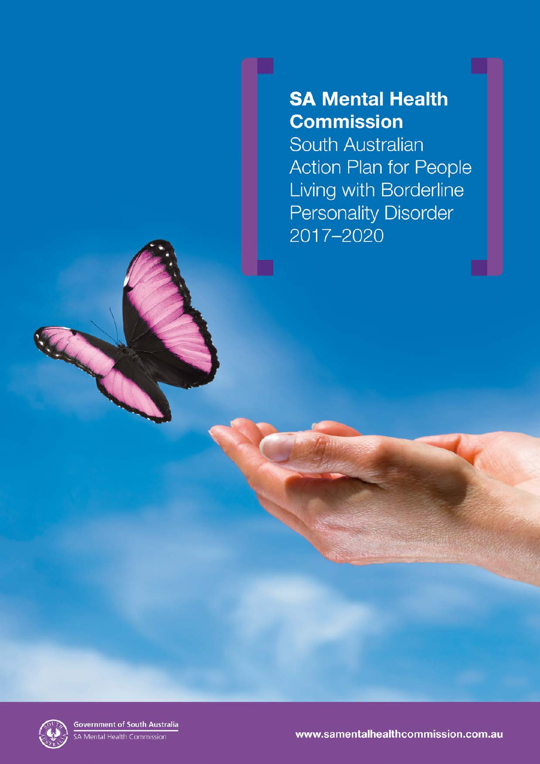# SA Mental Health Commission

## South Australian Action Plan for People Living with Borderline Personality Disorder 2017–2020

Government of South Australia
SA Mental Health Commission

www.samentalhealthcommission.com.au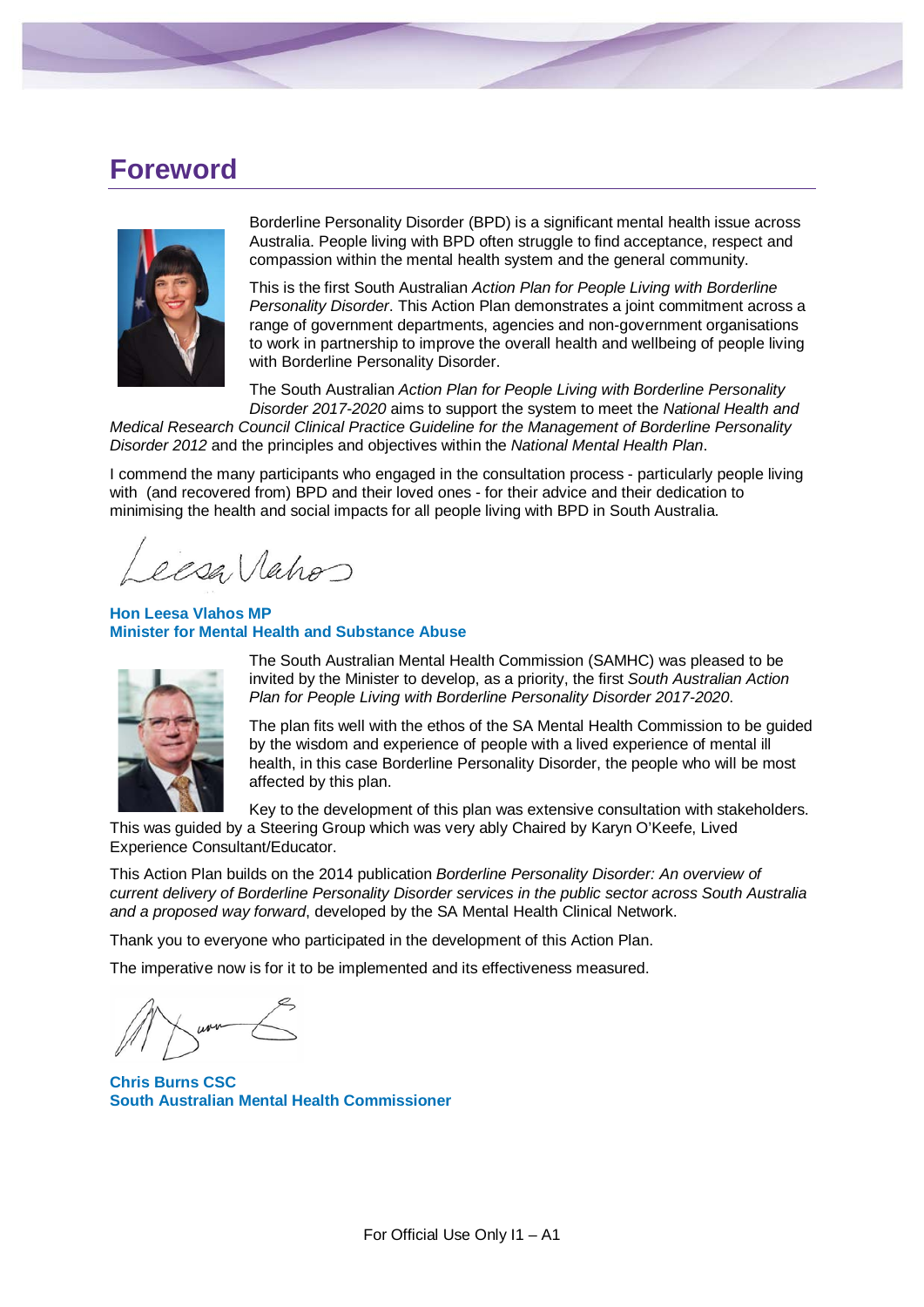# Foreword

Borderline Personality Disorder (BPD) is a significant mental health issue across Australia. People living with BPD often struggle to find acceptance, respect and compassion within the mental health system and the general community.

This is the first South Australian *Action Plan for People Living with Borderline Personality Disorder*. This Action Plan demonstrates a joint commitment across a range of government departments, agencies and non-government organisations to work in partnership to improve the overall health and wellbeing of people living with Borderline Personality Disorder.

The South Australian *Action Plan for People Living with Borderline Personality Disorder 2017-2020* aims to support the system to meet the *National Health and Medical Research Council Clinical Practice Guideline for the Management of Borderline Personality Disorder 2012* and the principles and objectives within the *National Mental Health Plan*.

I commend the many participants who engaged in the consultation process - particularly people living with (and recovered from) BPD and their loved ones - for their advice and their dedication to minimising the health and social impacts for all people living with BPD in South Australia.

**Hon Leesa Vlahos MP**
**Minister for Mental Health and Substance Abuse**

The South Australian Mental Health Commission (SAMHC) was pleased to be invited by the Minister to develop, as a priority, the first *South Australian Action Plan for People Living with Borderline Personality Disorder 2017-2020*.

The plan fits well with the ethos of the SA Mental Health Commission to be guided by the wisdom and experience of people with a lived experience of mental ill health, in this case Borderline Personality Disorder, the people who will be most affected by this plan.

Key to the development of this plan was extensive consultation with stakeholders. This was guided by a Steering Group which was very ably Chaired by Karyn O'Keefe, Lived Experience Consultant/Educator.

This Action Plan builds on the 2014 publication *Borderline Personality Disorder: An overview of current delivery of Borderline Personality Disorder services in the public sector across South Australia and a proposed way forward*, developed by the SA Mental Health Clinical Network.

Thank you to everyone who participated in the development of this Action Plan.

The imperative now is for it to be implemented and its effectiveness measured.

**Chris Burns CSC**
**South Australian Mental Health Commissioner**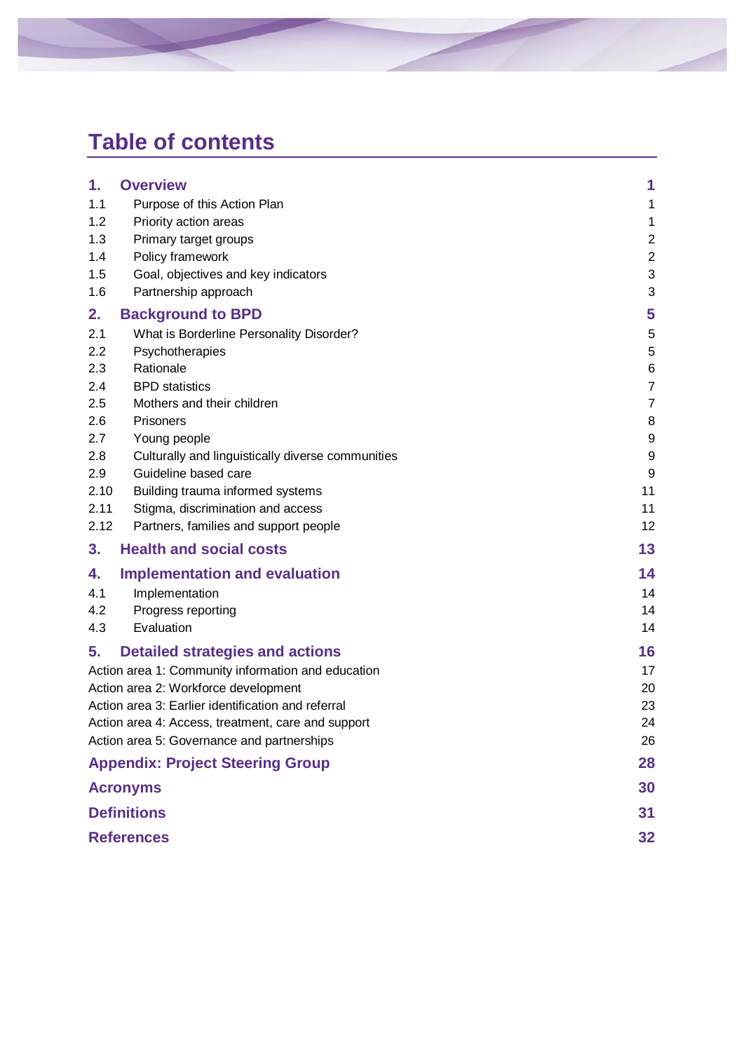# Table of contents

| | | |
|---|---|---|
| **1.** | **Overview** | **1** |
| 1.1 | Purpose of this Action Plan | 1 |
| 1.2 | Priority action areas | 1 |
| 1.3 | Primary target groups | 2 |
| 1.4 | Policy framework | 2 |
| 1.5 | Goal, objectives and key indicators | 3 |
| 1.6 | Partnership approach | 3 |
| **2.** | **Background to BPD** | **5** |
| 2.1 | What is Borderline Personality Disorder? | 5 |
| 2.2 | Psychotherapies | 5 |
| 2.3 | Rationale | 6 |
| 2.4 | BPD statistics | 7 |
| 2.5 | Mothers and their children | 7 |
| 2.6 | Prisoners | 8 |
| 2.7 | Young people | 9 |
| 2.8 | Culturally and linguistically diverse communities | 9 |
| 2.9 | Guideline based care | 9 |
| 2.10 | Building trauma informed systems | 11 |
| 2.11 | Stigma, discrimination and access | 11 |
| 2.12 | Partners, families and support people | 12 |
| **3.** | **Health and social costs** | **13** |
| **4.** | **Implementation and evaluation** | **14** |
| 4.1 | Implementation | 14 |
| 4.2 | Progress reporting | 14 |
| 4.3 | Evaluation | 14 |
| **5.** | **Detailed strategies and actions** | **16** |
| Action area 1: Community information and education | | 17 |
| Action area 2: Workforce development | | 20 |
| Action area 3: Earlier identification and referral | | 23 |
| Action area 4: Access, treatment, care and support | | 24 |
| Action area 5: Governance and partnerships | | 26 |
| **Appendix: Project Steering Group** | | **28** |
| **Acronyms** | | **30** |
| **Definitions** | | **31** |
| **References** | | **32** |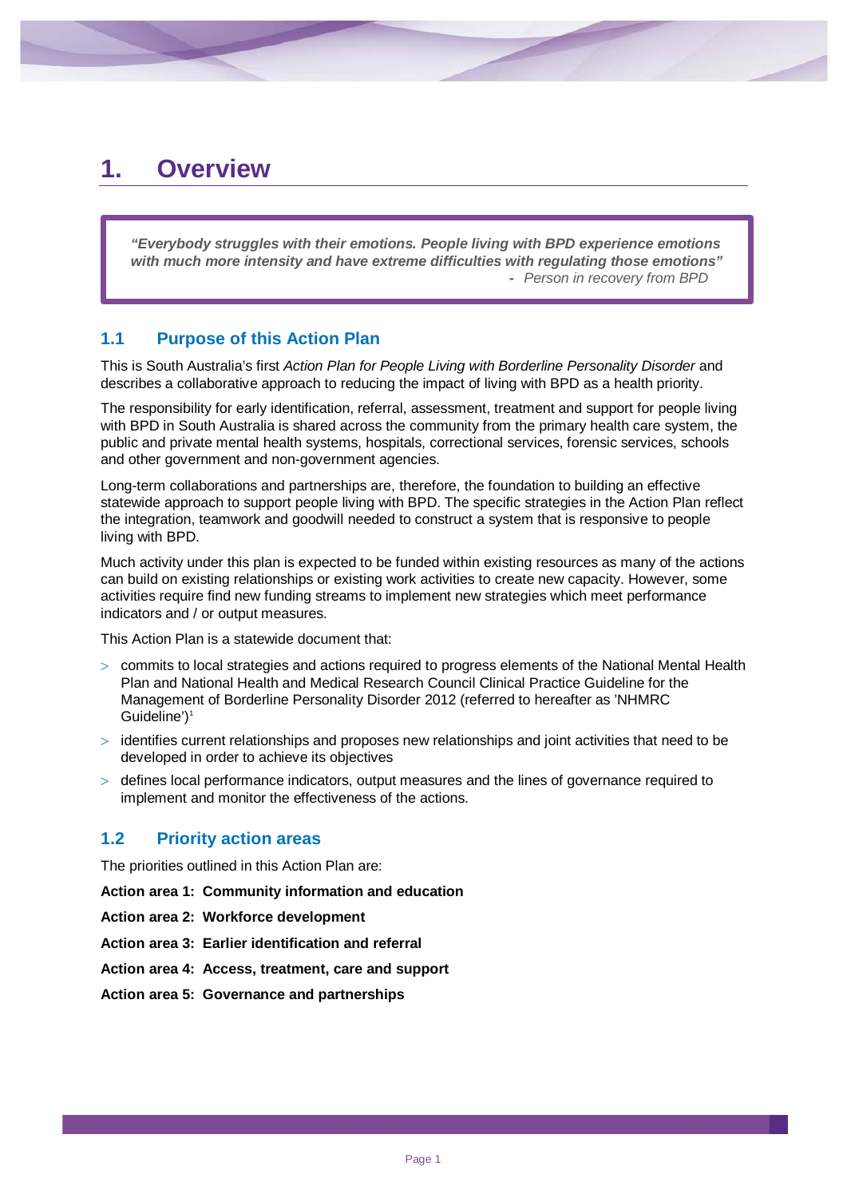# 1. Overview

> ***"Everybody struggles with their emotions. People living with BPD experience emotions with much more intensity and have extreme difficulties with regulating those emotions"***
> **-** *Person in recovery from BPD*

## 1.1 Purpose of this Action Plan

This is South Australia's first *Action Plan for People Living with Borderline Personality Disorder* and describes a collaborative approach to reducing the impact of living with BPD as a health priority.

The responsibility for early identification, referral, assessment, treatment and support for people living with BPD in South Australia is shared across the community from the primary health care system, the public and private mental health systems, hospitals, correctional services, forensic services, schools and other government and non-government agencies.

Long-term collaborations and partnerships are, therefore, the foundation to building an effective statewide approach to support people living with BPD. The specific strategies in the Action Plan reflect the integration, teamwork and goodwill needed to construct a system that is responsive to people living with BPD.

Much activity under this plan is expected to be funded within existing resources as many of the actions can build on existing relationships or existing work activities to create new capacity. However, some activities require find new funding streams to implement new strategies which meet performance indicators and / or output measures.

This Action Plan is a statewide document that:

- commits to local strategies and actions required to progress elements of the National Mental Health Plan and National Health and Medical Research Council Clinical Practice Guideline for the Management of Borderline Personality Disorder 2012 (referred to hereafter as 'NHMRC Guideline')[1]
- identifies current relationships and proposes new relationships and joint activities that need to be developed in order to achieve its objectives
- defines local performance indicators, output measures and the lines of governance required to implement and monitor the effectiveness of the actions.

## 1.2 Priority action areas

The priorities outlined in this Action Plan are:

**Action area 1: Community information and education**

**Action area 2: Workforce development**

**Action area 3: Earlier identification and referral**

**Action area 4: Access, treatment, care and support**

**Action area 5: Governance and partnerships**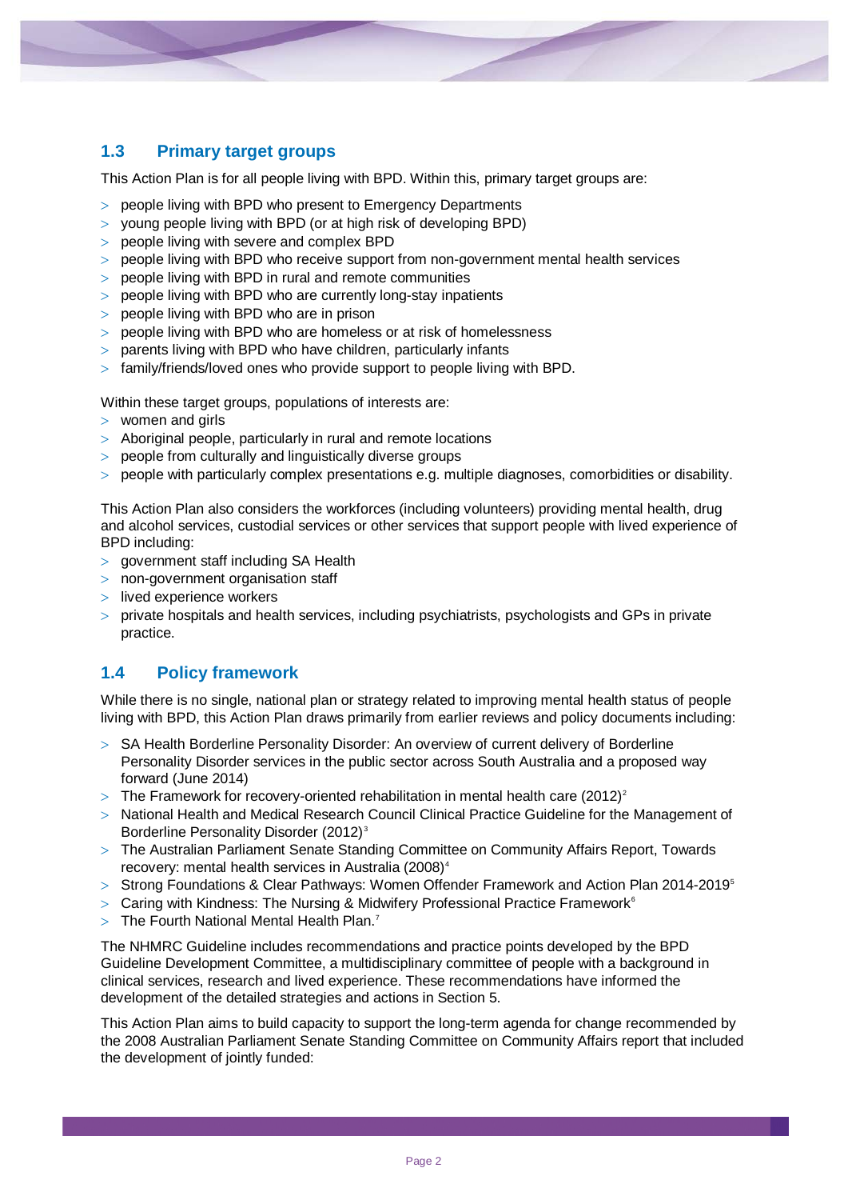## 1.3 Primary target groups

This Action Plan is for all people living with BPD. Within this, primary target groups are:

- people living with BPD who present to Emergency Departments
- young people living with BPD (or at high risk of developing BPD)
- people living with severe and complex BPD
- people living with BPD who receive support from non-government mental health services
- people living with BPD in rural and remote communities
- people living with BPD who are currently long-stay inpatients
- people living with BPD who are in prison
- people living with BPD who are homeless or at risk of homelessness
- parents living with BPD who have children, particularly infants
- family/friends/loved ones who provide support to people living with BPD.

Within these target groups, populations of interests are:

- women and girls
- Aboriginal people, particularly in rural and remote locations
- people from culturally and linguistically diverse groups
- people with particularly complex presentations e.g. multiple diagnoses, comorbidities or disability.

This Action Plan also considers the workforces (including volunteers) providing mental health, drug and alcohol services, custodial services or other services that support people with lived experience of BPD including:

- government staff including SA Health
- non-government organisation staff
- lived experience workers
- private hospitals and health services, including psychiatrists, psychologists and GPs in private practice.

## 1.4 Policy framework

While there is no single, national plan or strategy related to improving mental health status of people living with BPD, this Action Plan draws primarily from earlier reviews and policy documents including:

- SA Health Borderline Personality Disorder: An overview of current delivery of Borderline Personality Disorder services in the public sector across South Australia and a proposed way forward (June 2014)
- The Framework for recovery-oriented rehabilitation in mental health care (2012)[2]
- National Health and Medical Research Council Clinical Practice Guideline for the Management of Borderline Personality Disorder (2012)[3]
- The Australian Parliament Senate Standing Committee on Community Affairs Report, Towards recovery: mental health services in Australia (2008)[4]
- Strong Foundations & Clear Pathways: Women Offender Framework and Action Plan 2014-2019[5]
- Caring with Kindness: The Nursing & Midwifery Professional Practice Framework[6]
- The Fourth National Mental Health Plan.[7]

The NHMRC Guideline includes recommendations and practice points developed by the BPD Guideline Development Committee, a multidisciplinary committee of people with a background in clinical services, research and lived experience. These recommendations have informed the development of the detailed strategies and actions in Section 5.

This Action Plan aims to build capacity to support the long-term agenda for change recommended by the 2008 Australian Parliament Senate Standing Committee on Community Affairs report that included the development of jointly funded: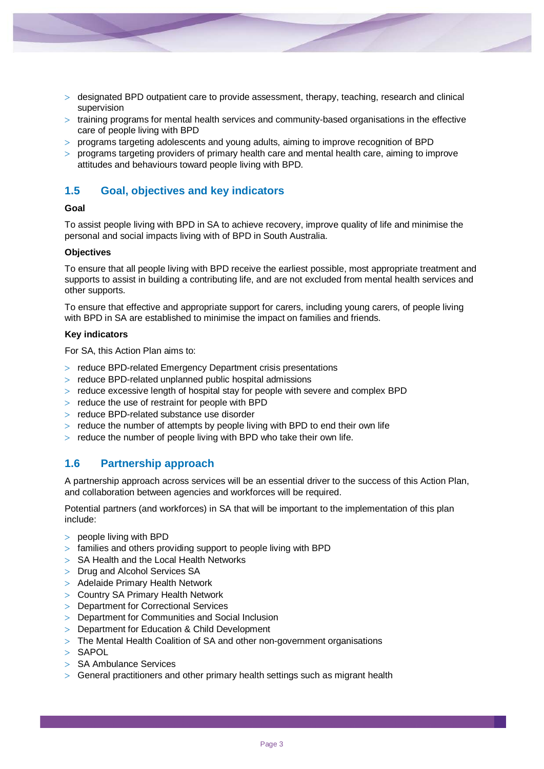- designated BPD outpatient care to provide assessment, therapy, teaching, research and clinical supervision
- training programs for mental health services and community-based organisations in the effective care of people living with BPD
- programs targeting adolescents and young adults, aiming to improve recognition of BPD
- programs targeting providers of primary health care and mental health care, aiming to improve attitudes and behaviours toward people living with BPD.

## 1.5 Goal, objectives and key indicators

**Goal**

To assist people living with BPD in SA to achieve recovery, improve quality of life and minimise the personal and social impacts living with of BPD in South Australia.

**Objectives**

To ensure that all people living with BPD receive the earliest possible, most appropriate treatment and supports to assist in building a contributing life, and are not excluded from mental health services and other supports.

To ensure that effective and appropriate support for carers, including young carers, of people living with BPD in SA are established to minimise the impact on families and friends.

**Key indicators**

For SA, this Action Plan aims to:

- reduce BPD-related Emergency Department crisis presentations
- reduce BPD-related unplanned public hospital admissions
- reduce excessive length of hospital stay for people with severe and complex BPD
- reduce the use of restraint for people with BPD
- reduce BPD-related substance use disorder
- reduce the number of attempts by people living with BPD to end their own life
- reduce the number of people living with BPD who take their own life.

## 1.6 Partnership approach

A partnership approach across services will be an essential driver to the success of this Action Plan, and collaboration between agencies and workforces will be required.

Potential partners (and workforces) in SA that will be important to the implementation of this plan include:

- people living with BPD
- families and others providing support to people living with BPD
- SA Health and the Local Health Networks
- Drug and Alcohol Services SA
- Adelaide Primary Health Network
- Country SA Primary Health Network
- Department for Correctional Services
- Department for Communities and Social Inclusion
- Department for Education & Child Development
- The Mental Health Coalition of SA and other non-government organisations
- SAPOL
- SA Ambulance Services
- General practitioners and other primary health settings such as migrant health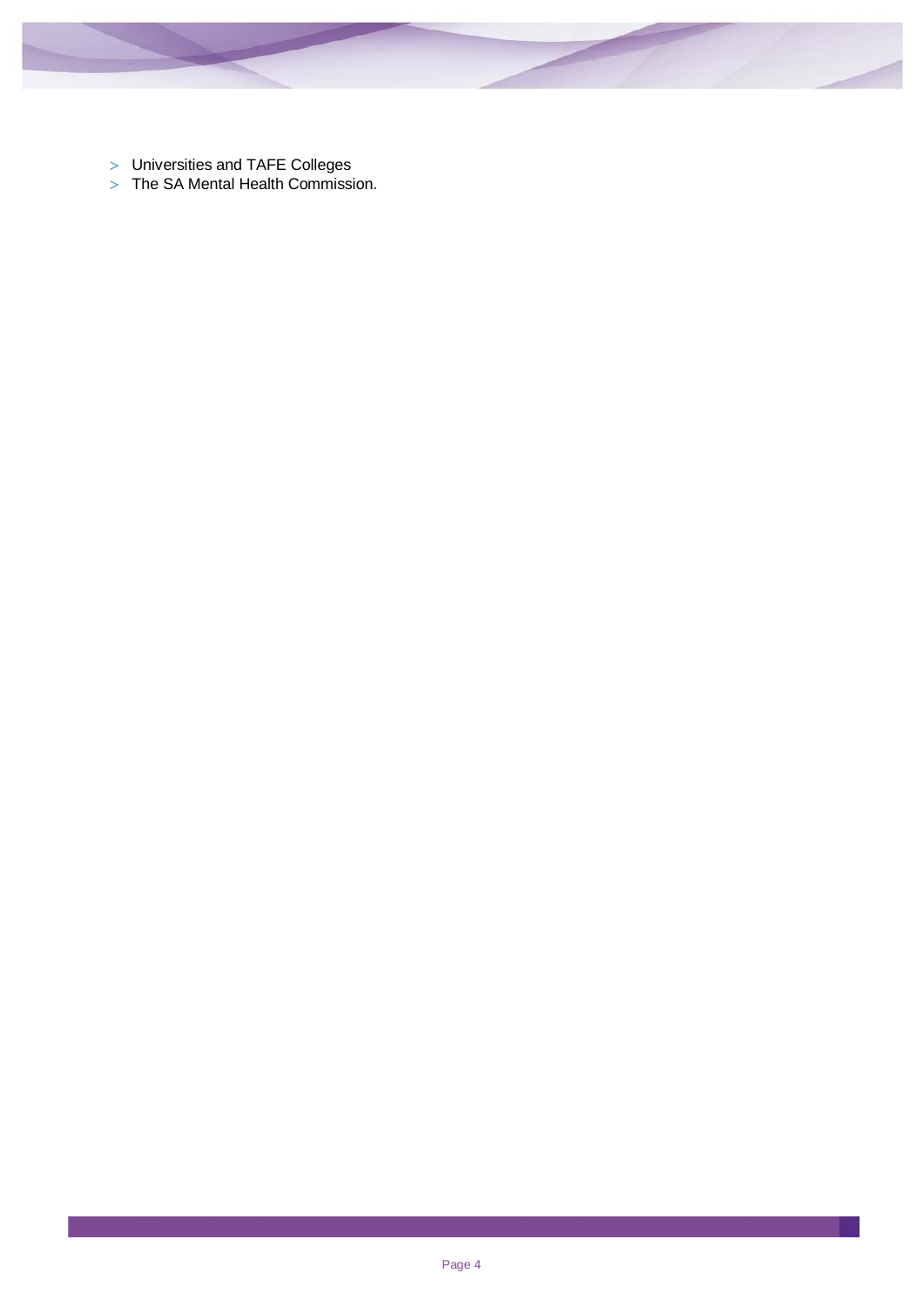- Universities and TAFE Colleges
- The SA Mental Health Commission.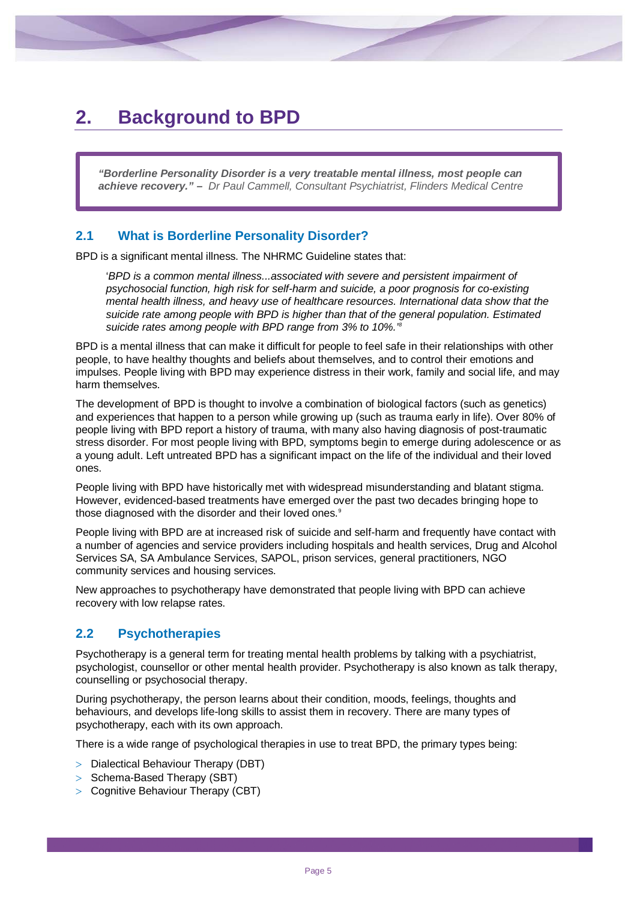# 2. Background to BPD

> ***"Borderline Personality Disorder is a very treatable mental illness, most people can achieve recovery." –*** *Dr Paul Cammell, Consultant Psychiatrist, Flinders Medical Centre*

## 2.1 What is Borderline Personality Disorder?

BPD is a significant mental illness. The NHRMC Guideline states that:

> '*BPD is a common mental illness...associated with severe and persistent impairment of psychosocial function, high risk for self-harm and suicide, a poor prognosis for co-existing mental health illness, and heavy use of healthcare resources. International data show that the suicide rate among people with BPD is higher than that of the general population. Estimated suicide rates among people with BPD range from 3% to 10%.*'[8]

BPD is a mental illness that can make it difficult for people to feel safe in their relationships with other people, to have healthy thoughts and beliefs about themselves, and to control their emotions and impulses. People living with BPD may experience distress in their work, family and social life, and may harm themselves.

The development of BPD is thought to involve a combination of biological factors (such as genetics) and experiences that happen to a person while growing up (such as trauma early in life). Over 80% of people living with BPD report a history of trauma, with many also having diagnosis of post-traumatic stress disorder. For most people living with BPD, symptoms begin to emerge during adolescence or as a young adult. Left untreated BPD has a significant impact on the life of the individual and their loved ones.

People living with BPD have historically met with widespread misunderstanding and blatant stigma. However, evidenced-based treatments have emerged over the past two decades bringing hope to those diagnosed with the disorder and their loved ones.[9]

People living with BPD are at increased risk of suicide and self-harm and frequently have contact with a number of agencies and service providers including hospitals and health services, Drug and Alcohol Services SA, SA Ambulance Services, SAPOL, prison services, general practitioners, NGO community services and housing services.

New approaches to psychotherapy have demonstrated that people living with BPD can achieve recovery with low relapse rates.

## 2.2 Psychotherapies

Psychotherapy is a general term for treating mental health problems by talking with a psychiatrist, psychologist, counsellor or other mental health provider. Psychotherapy is also known as talk therapy, counselling or psychosocial therapy.

During psychotherapy, the person learns about their condition, moods, feelings, thoughts and behaviours, and develops life-long skills to assist them in recovery. There are many types of psychotherapy, each with its own approach.

There is a wide range of psychological therapies in use to treat BPD, the primary types being:

- Dialectical Behaviour Therapy (DBT)
- Schema-Based Therapy (SBT)
- Cognitive Behaviour Therapy (CBT)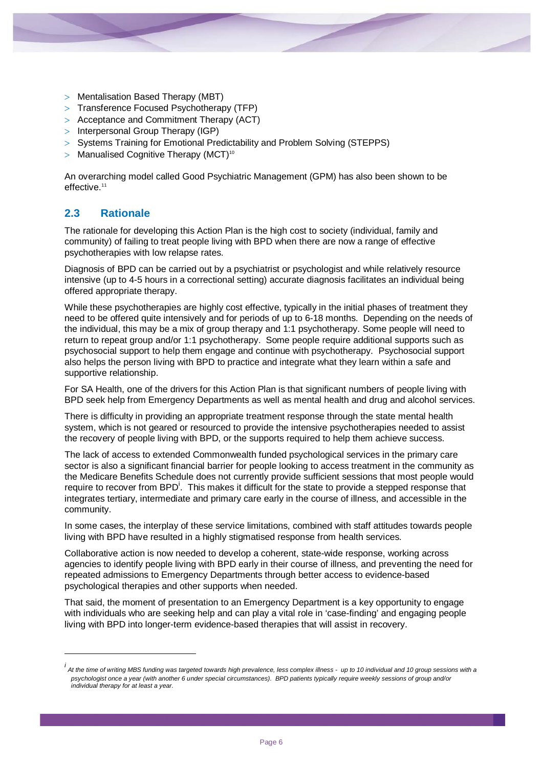- Mentalisation Based Therapy (MBT)
- Transference Focused Psychotherapy (TFP)
- Acceptance and Commitment Therapy (ACT)
- Interpersonal Group Therapy (IGP)
- Systems Training for Emotional Predictability and Problem Solving (STEPPS)
- Manualised Cognitive Therapy (MCT)[10]

An overarching model called Good Psychiatric Management (GPM) has also been shown to be effective.[11]

## 2.3 Rationale

The rationale for developing this Action Plan is the high cost to society (individual, family and community) of failing to treat people living with BPD when there are now a range of effective psychotherapies with low relapse rates.

Diagnosis of BPD can be carried out by a psychiatrist or psychologist and while relatively resource intensive (up to 4-5 hours in a correctional setting) accurate diagnosis facilitates an individual being offered appropriate therapy.

While these psychotherapies are highly cost effective, typically in the initial phases of treatment they need to be offered quite intensively and for periods of up to 6-18 months. Depending on the needs of the individual, this may be a mix of group therapy and 1:1 psychotherapy. Some people will need to return to repeat group and/or 1:1 psychotherapy. Some people require additional supports such as psychosocial support to help them engage and continue with psychotherapy. Psychosocial support also helps the person living with BPD to practice and integrate what they learn within a safe and supportive relationship.

For SA Health, one of the drivers for this Action Plan is that significant numbers of people living with BPD seek help from Emergency Departments as well as mental health and drug and alcohol services.

There is difficulty in providing an appropriate treatment response through the state mental health system, which is not geared or resourced to provide the intensive psychotherapies needed to assist the recovery of people living with BPD, or the supports required to help them achieve success.

The lack of access to extended Commonwealth funded psychological services in the primary care sector is also a significant financial barrier for people looking to access treatment in the community as the Medicare Benefits Schedule does not currently provide sufficient sessions that most people would require to recover from BPD[i]. This makes it difficult for the state to provide a stepped response that integrates tertiary, intermediate and primary care early in the course of illness, and accessible in the community.

In some cases, the interplay of these service limitations, combined with staff attitudes towards people living with BPD have resulted in a highly stigmatised response from health services.

Collaborative action is now needed to develop a coherent, state-wide response, working across agencies to identify people living with BPD early in their course of illness, and preventing the need for repeated admissions to Emergency Departments through better access to evidence-based psychological therapies and other supports when needed.

That said, the moment of presentation to an Emergency Department is a key opportunity to engage with individuals who are seeking help and can play a vital role in 'case-finding' and engaging people living with BPD into longer-term evidence-based therapies that will assist in recovery.

---

[i] *At the time of writing MBS funding was targeted towards high prevalence, less complex illness - up to 10 individual and 10 group sessions with a psychologist once a year (with another 6 under special circumstances). BPD patients typically require weekly sessions of group and/or individual therapy for at least a year.*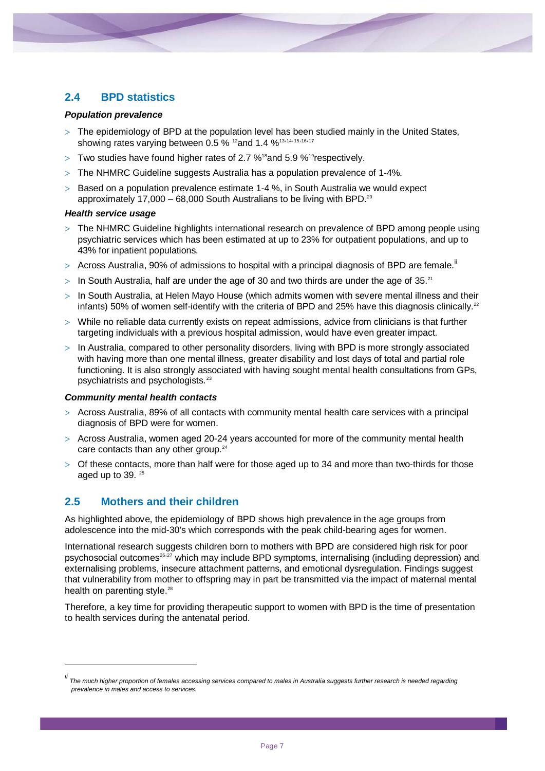## 2.4 BPD statistics

### *Population prevalence*

- The epidemiology of BPD at the population level has been studied mainly in the United States, showing rates varying between 0.5 % [12] and 1.4 % [13,14,15,16,17]
- Two studies have found higher rates of 2.7 % [18] and 5.9 % [19] respectively.
- The NHMRC Guideline suggests Australia has a population prevalence of 1-4%.
- Based on a population prevalence estimate 1-4 %, in South Australia we would expect approximately 17,000 – 68,000 South Australians to be living with BPD.[20]

### *Health service usage*

- The NHMRC Guideline highlights international research on prevalence of BPD among people using psychiatric services which has been estimated at up to 23% for outpatient populations, and up to 43% for inpatient populations.
- Across Australia, 90% of admissions to hospital with a principal diagnosis of BPD are female.[ii]
- In South Australia, half are under the age of 30 and two thirds are under the age of 35.[21]
- In South Australia, at Helen Mayo House (which admits women with severe mental illness and their infants) 50% of women self-identify with the criteria of BPD and 25% have this diagnosis clinically.[22]
- While no reliable data currently exists on repeat admissions, advice from clinicians is that further targeting individuals with a previous hospital admission, would have even greater impact.
- In Australia, compared to other personality disorders, living with BPD is more strongly associated with having more than one mental illness, greater disability and lost days of total and partial role functioning. It is also strongly associated with having sought mental health consultations from GPs, psychiatrists and psychologists.[23]

### *Community mental health contacts*

- Across Australia, 89% of all contacts with community mental health care services with a principal diagnosis of BPD were for women.
- Across Australia, women aged 20-24 years accounted for more of the community mental health care contacts than any other group.[24]
- Of these contacts, more than half were for those aged up to 34 and more than two-thirds for those aged up to 39. [25]

## 2.5 Mothers and their children

As highlighted above, the epidemiology of BPD shows high prevalence in the age groups from adolescence into the mid-30's which corresponds with the peak child-bearing ages for women.

International research suggests children born to mothers with BPD are considered high risk for poor psychosocial outcomes[26,27] which may include BPD symptoms, internalising (including depression) and externalising problems, insecure attachment patterns, and emotional dysregulation. Findings suggest that vulnerability from mother to offspring may in part be transmitted via the impact of maternal mental health on parenting style.[28]

Therefore, a key time for providing therapeutic support to women with BPD is the time of presentation to health services during the antenatal period.

---

[ii] *The much higher proportion of females accessing services compared to males in Australia suggests further research is needed regarding prevalence in males and access to services.*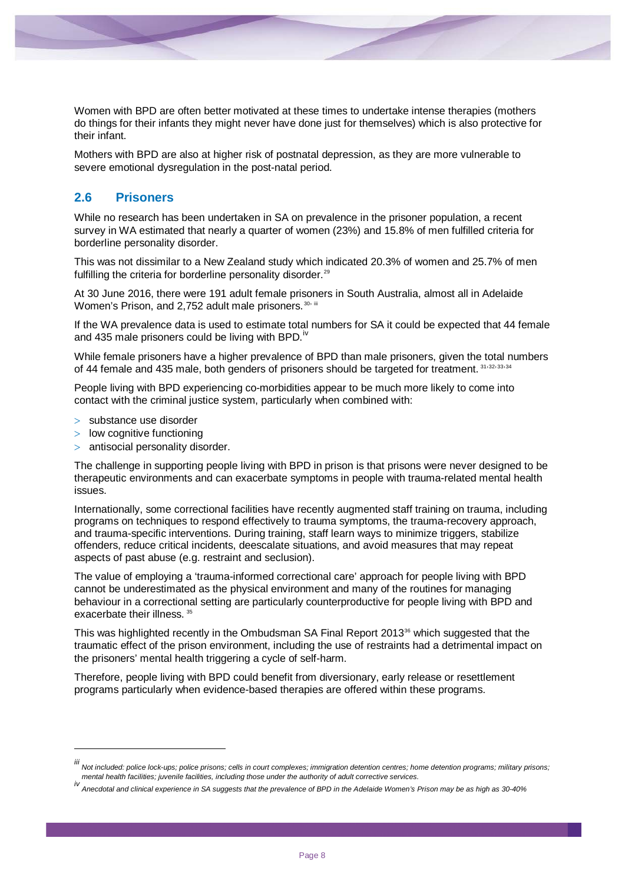Women with BPD are often better motivated at these times to undertake intense therapies (mothers do things for their infants they might never have done just for themselves) which is also protective for their infant.

Mothers with BPD are also at higher risk of postnatal depression, as they are more vulnerable to severe emotional dysregulation in the post-natal period.

## 2.6 Prisoners

While no research has been undertaken in SA on prevalence in the prisoner population, a recent survey in WA estimated that nearly a quarter of women (23%) and 15.8% of men fulfilled criteria for borderline personality disorder.

This was not dissimilar to a New Zealand study which indicated 20.3% of women and 25.7% of men fulfilling the criteria for borderline personality disorder.[29]

At 30 June 2016, there were 191 adult female prisoners in South Australia, almost all in Adelaide Women's Prison, and 2,752 adult male prisoners.[30, iii]

If the WA prevalence data is used to estimate total numbers for SA it could be expected that 44 female and 435 male prisoners could be living with BPD.[iv]

While female prisoners have a higher prevalence of BPD than male prisoners, given the total numbers of 44 female and 435 male, both genders of prisoners should be targeted for treatment.[31,32,33,34]

People living with BPD experiencing co-morbidities appear to be much more likely to come into contact with the criminal justice system, particularly when combined with:

- substance use disorder
- low cognitive functioning
- antisocial personality disorder.

The challenge in supporting people living with BPD in prison is that prisons were never designed to be therapeutic environments and can exacerbate symptoms in people with trauma-related mental health issues.

Internationally, some correctional facilities have recently augmented staff training on trauma, including programs on techniques to respond effectively to trauma symptoms, the trauma-recovery approach, and trauma-specific interventions. During training, staff learn ways to minimize triggers, stabilize offenders, reduce critical incidents, deescalate situations, and avoid measures that may repeat aspects of past abuse (e.g. restraint and seclusion).

The value of employing a 'trauma-informed correctional care' approach for people living with BPD cannot be underestimated as the physical environment and many of the routines for managing behaviour in a correctional setting are particularly counterproductive for people living with BPD and exacerbate their illness.[35]

This was highlighted recently in the Ombudsman SA Final Report 2013[36] which suggested that the traumatic effect of the prison environment, including the use of restraints had a detrimental impact on the prisoners' mental health triggering a cycle of self-harm.

Therefore, people living with BPD could benefit from diversionary, early release or resettlement programs particularly when evidence-based therapies are offered within these programs.

---

[iii] *Not included: police lock-ups; police prisons; cells in court complexes; immigration detention centres; home detention programs; military prisons; mental health facilities; juvenile facilities, including those under the authority of adult corrective services.*

[iv] *Anecdotal and clinical experience in SA suggests that the prevalence of BPD in the Adelaide Women's Prison may be as high as 30-40%*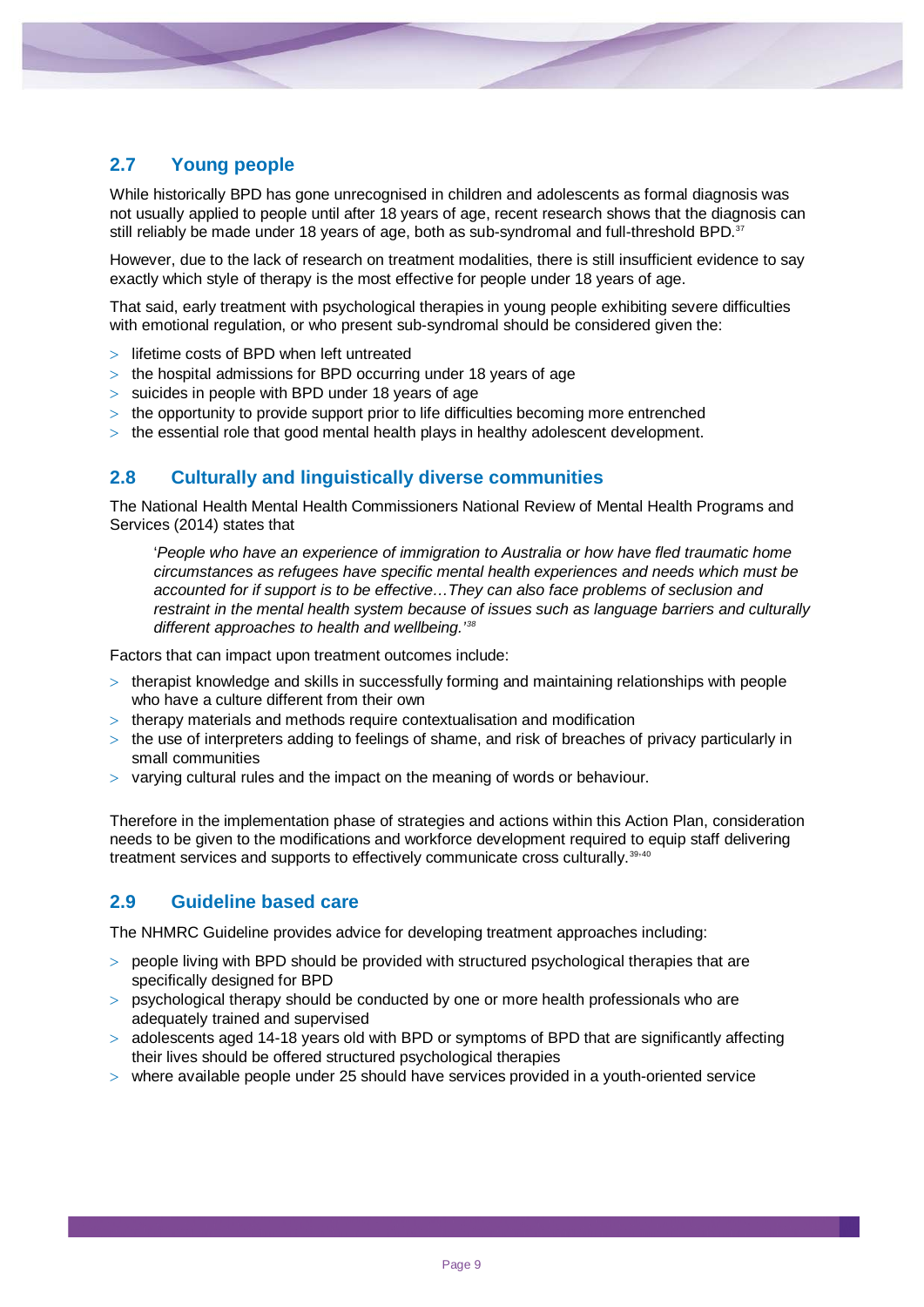## 2.7 Young people

While historically BPD has gone unrecognised in children and adolescents as formal diagnosis was not usually applied to people until after 18 years of age, recent research shows that the diagnosis can still reliably be made under 18 years of age, both as sub-syndromal and full-threshold BPD.[37]

However, due to the lack of research on treatment modalities, there is still insufficient evidence to say exactly which style of therapy is the most effective for people under 18 years of age.

That said, early treatment with psychological therapies in young people exhibiting severe difficulties with emotional regulation, or who present sub-syndromal should be considered given the:

- lifetime costs of BPD when left untreated
- the hospital admissions for BPD occurring under 18 years of age
- suicides in people with BPD under 18 years of age
- the opportunity to provide support prior to life difficulties becoming more entrenched
- the essential role that good mental health plays in healthy adolescent development.

## 2.8 Culturally and linguistically diverse communities

The National Health Mental Health Commissioners National Review of Mental Health Programs and Services (2014) states that

> '*People who have an experience of immigration to Australia or how have fled traumatic home circumstances as refugees have specific mental health experiences and needs which must be accounted for if support is to be effective…They can also face problems of seclusion and restraint in the mental health system because of issues such as language barriers and culturally different approaches to health and wellbeing.'*[38]

Factors that can impact upon treatment outcomes include:

- therapist knowledge and skills in successfully forming and maintaining relationships with people who have a culture different from their own
- therapy materials and methods require contextualisation and modification
- the use of interpreters adding to feelings of shame, and risk of breaches of privacy particularly in small communities
- varying cultural rules and the impact on the meaning of words or behaviour.

Therefore in the implementation phase of strategies and actions within this Action Plan, consideration needs to be given to the modifications and workforce development required to equip staff delivering treatment services and supports to effectively communicate cross culturally.[39,40]

## 2.9 Guideline based care

The NHMRC Guideline provides advice for developing treatment approaches including:

- people living with BPD should be provided with structured psychological therapies that are specifically designed for BPD
- psychological therapy should be conducted by one or more health professionals who are adequately trained and supervised
- adolescents aged 14-18 years old with BPD or symptoms of BPD that are significantly affecting their lives should be offered structured psychological therapies
- where available people under 25 should have services provided in a youth-oriented service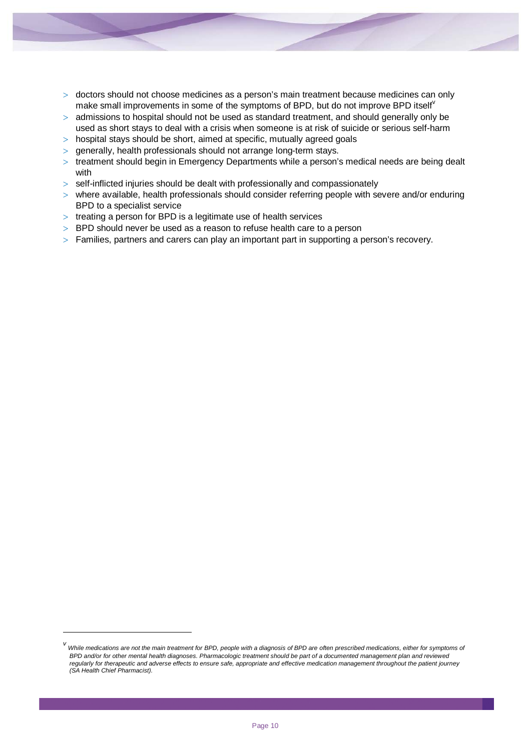- doctors should not choose medicines as a person's main treatment because medicines can only make small improvements in some of the symptoms of BPD, but do not improve BPD itself[v]
- admissions to hospital should not be used as standard treatment, and should generally only be used as short stays to deal with a crisis when someone is at risk of suicide or serious self-harm
- hospital stays should be short, aimed at specific, mutually agreed goals
- generally, health professionals should not arrange long-term stays.
- treatment should begin in Emergency Departments while a person's medical needs are being dealt with
- self-inflicted injuries should be dealt with professionally and compassionately
- where available, health professionals should consider referring people with severe and/or enduring BPD to a specialist service
- treating a person for BPD is a legitimate use of health services
- BPD should never be used as a reason to refuse health care to a person
- Families, partners and carers can play an important part in supporting a person's recovery.

---

[v] *While medications are not the main treatment for BPD, people with a diagnosis of BPD are often prescribed medications, either for symptoms of BPD and/or for other mental health diagnoses. Pharmacologic treatment should be part of a documented management plan and reviewed regularly for therapeutic and adverse effects to ensure safe, appropriate and effective medication management throughout the patient journey (SA Health Chief Pharmacist).*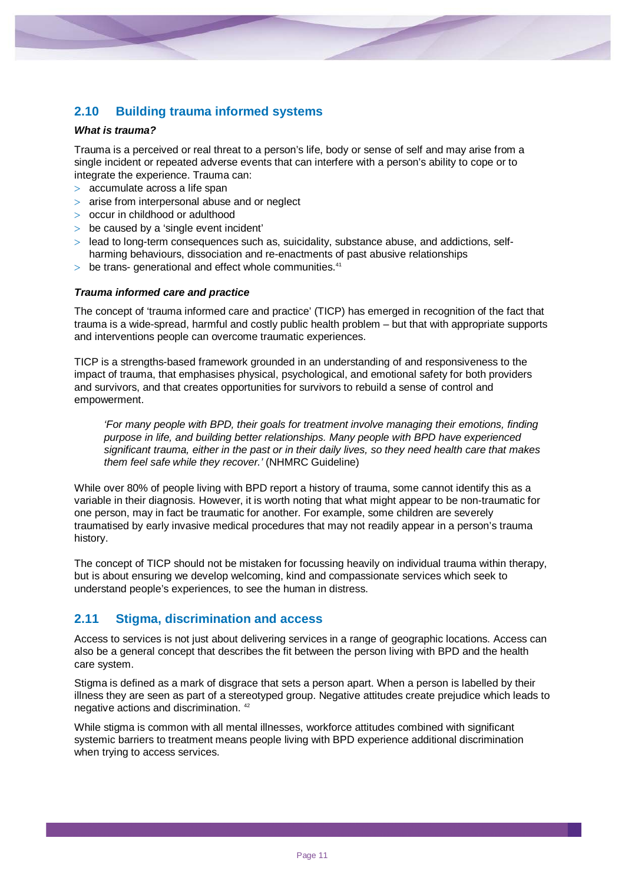## 2.10 Building trauma informed systems

***What is trauma?***

Trauma is a perceived or real threat to a person's life, body or sense of self and may arise from a single incident or repeated adverse events that can interfere with a person's ability to cope or to integrate the experience. Trauma can:

- accumulate across a life span
- arise from interpersonal abuse and or neglect
- occur in childhood or adulthood
- be caused by a 'single event incident'
- lead to long-term consequences such as, suicidality, substance abuse, and addictions, self-harming behaviours, dissociation and re-enactments of past abusive relationships
- be trans- generational and effect whole communities.[41]

***Trauma informed care and practice***

The concept of 'trauma informed care and practice' (TICP) has emerged in recognition of the fact that trauma is a wide-spread, harmful and costly public health problem – but that with appropriate supports and interventions people can overcome traumatic experiences.

TICP is a strengths-based framework grounded in an understanding of and responsiveness to the impact of trauma, that emphasises physical, psychological, and emotional safety for both providers and survivors, and that creates opportunities for survivors to rebuild a sense of control and empowerment.

> *'For many people with BPD, their goals for treatment involve managing their emotions, finding purpose in life, and building better relationships. Many people with BPD have experienced significant trauma, either in the past or in their daily lives, so they need health care that makes them feel safe while they recover.'* (NHMRC Guideline)

While over 80% of people living with BPD report a history of trauma, some cannot identify this as a variable in their diagnosis. However, it is worth noting that what might appear to be non-traumatic for one person, may in fact be traumatic for another. For example, some children are severely traumatised by early invasive medical procedures that may not readily appear in a person's trauma history.

The concept of TICP should not be mistaken for focussing heavily on individual trauma within therapy, but is about ensuring we develop welcoming, kind and compassionate services which seek to understand people's experiences, to see the human in distress.

## 2.11 Stigma, discrimination and access

Access to services is not just about delivering services in a range of geographic locations. Access can also be a general concept that describes the fit between the person living with BPD and the health care system.

Stigma is defined as a mark of disgrace that sets a person apart. When a person is labelled by their illness they are seen as part of a stereotyped group. Negative attitudes create prejudice which leads to negative actions and discrimination. [42]

While stigma is common with all mental illnesses, workforce attitudes combined with significant systemic barriers to treatment means people living with BPD experience additional discrimination when trying to access services.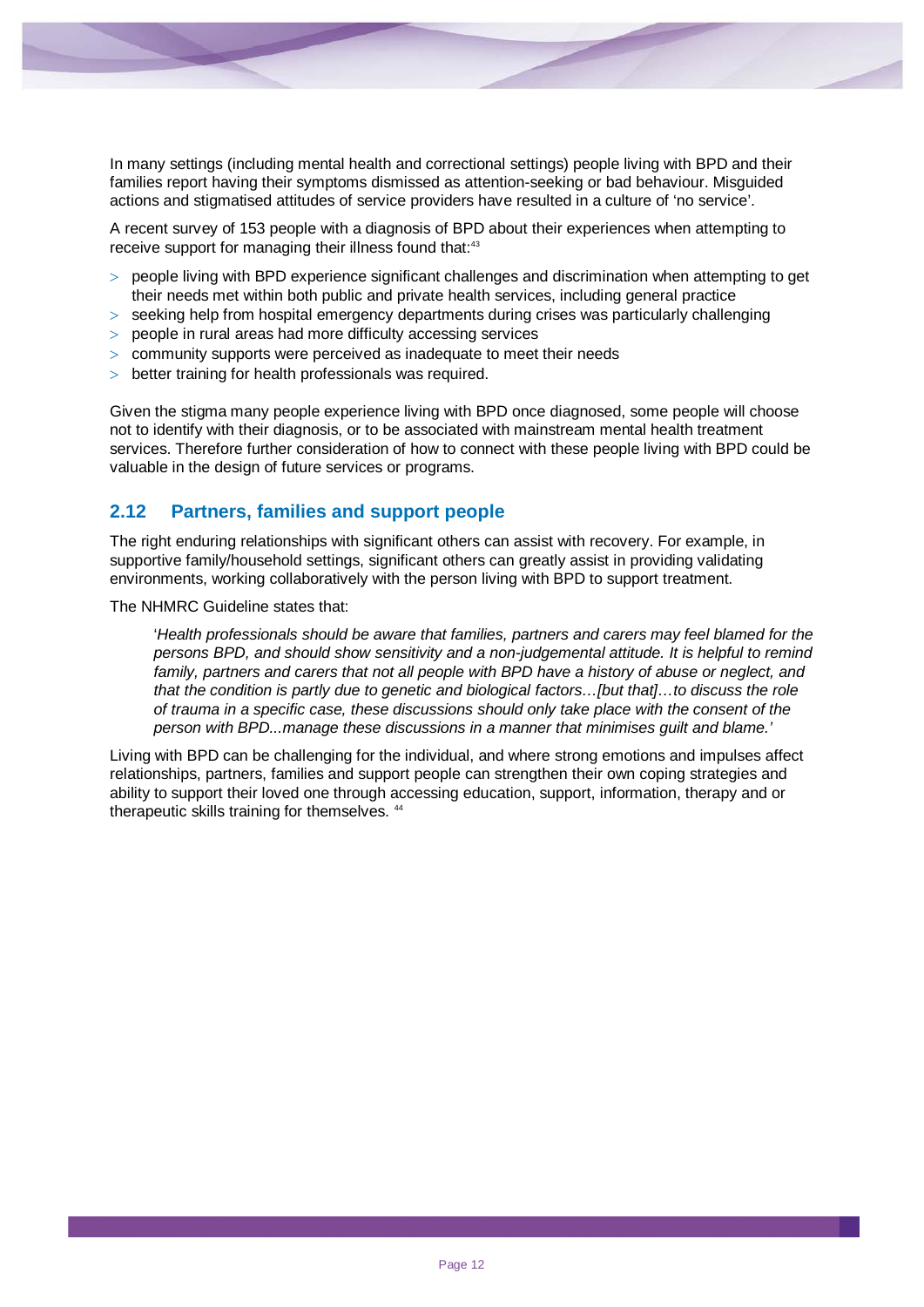In many settings (including mental health and correctional settings) people living with BPD and their families report having their symptoms dismissed as attention-seeking or bad behaviour. Misguided actions and stigmatised attitudes of service providers have resulted in a culture of 'no service'.

A recent survey of 153 people with a diagnosis of BPD about their experiences when attempting to receive support for managing their illness found that:[43]

- people living with BPD experience significant challenges and discrimination when attempting to get their needs met within both public and private health services, including general practice
- seeking help from hospital emergency departments during crises was particularly challenging
- people in rural areas had more difficulty accessing services
- community supports were perceived as inadequate to meet their needs
- better training for health professionals was required.

Given the stigma many people experience living with BPD once diagnosed, some people will choose not to identify with their diagnosis, or to be associated with mainstream mental health treatment services. Therefore further consideration of how to connect with these people living with BPD could be valuable in the design of future services or programs.

## 2.12 Partners, families and support people

The right enduring relationships with significant others can assist with recovery. For example, in supportive family/household settings, significant others can greatly assist in providing validating environments, working collaboratively with the person living with BPD to support treatment.

The NHMRC Guideline states that:

> '*Health professionals should be aware that families, partners and carers may feel blamed for the persons BPD, and should show sensitivity and a non-judgemental attitude. It is helpful to remind family, partners and carers that not all people with BPD have a history of abuse or neglect, and that the condition is partly due to genetic and biological factors…[but that]…to discuss the role of trauma in a specific case, these discussions should only take place with the consent of the person with BPD...manage these discussions in a manner that minimises guilt and blame.*'

Living with BPD can be challenging for the individual, and where strong emotions and impulses affect relationships, partners, families and support people can strengthen their own coping strategies and ability to support their loved one through accessing education, support, information, therapy and or therapeutic skills training for themselves.[44]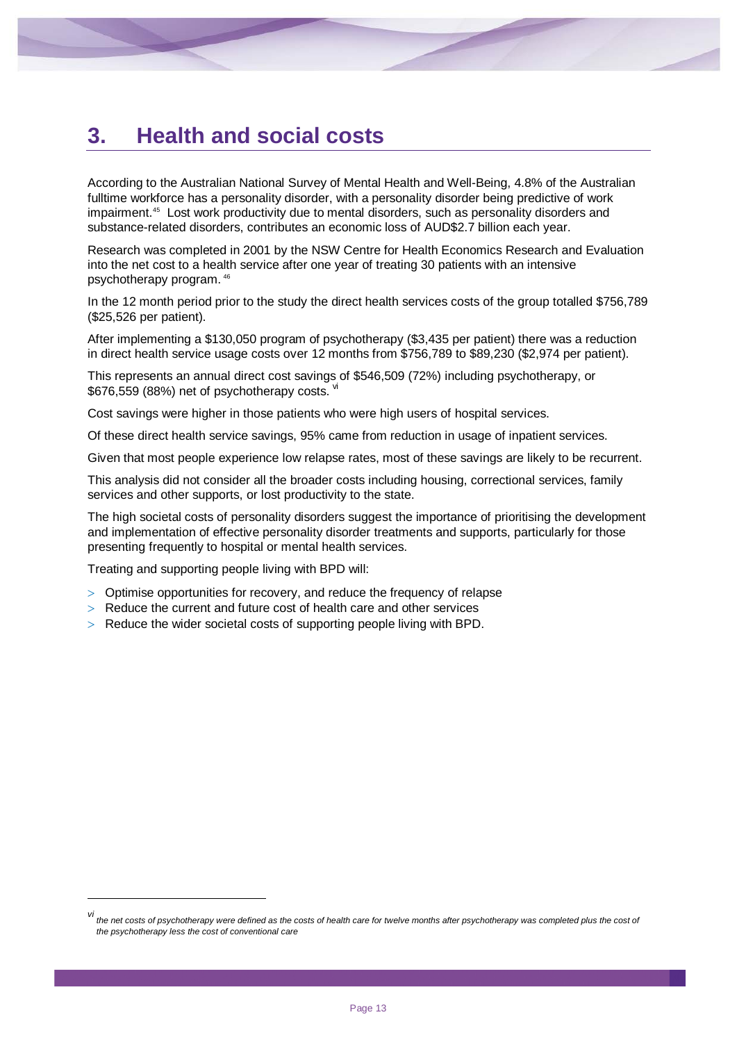# 3. Health and social costs

According to the Australian National Survey of Mental Health and Well-Being, 4.8% of the Australian fulltime workforce has a personality disorder, with a personality disorder being predictive of work impairment.[45] Lost work productivity due to mental disorders, such as personality disorders and substance-related disorders, contributes an economic loss of AUD$2.7 billion each year.

Research was completed in 2001 by the NSW Centre for Health Economics Research and Evaluation into the net cost to a health service after one year of treating 30 patients with an intensive psychotherapy program.[46]

In the 12 month period prior to the study the direct health services costs of the group totalled $756,789 ($25,526 per patient).

After implementing a $130,050 program of psychotherapy ($3,435 per patient) there was a reduction in direct health service usage costs over 12 months from $756,789 to $89,230 ($2,974 per patient).

This represents an annual direct cost savings of $546,509 (72%) including psychotherapy, or $676,559 (88%) net of psychotherapy costs.[vi]

Cost savings were higher in those patients who were high users of hospital services.

Of these direct health service savings, 95% came from reduction in usage of inpatient services.

Given that most people experience low relapse rates, most of these savings are likely to be recurrent.

This analysis did not consider all the broader costs including housing, correctional services, family services and other supports, or lost productivity to the state.

The high societal costs of personality disorders suggest the importance of prioritising the development and implementation of effective personality disorder treatments and supports, particularly for those presenting frequently to hospital or mental health services.

Treating and supporting people living with BPD will:

- Optimise opportunities for recovery, and reduce the frequency of relapse
- Reduce the current and future cost of health care and other services
- Reduce the wider societal costs of supporting people living with BPD.

---

[vi] *the net costs of psychotherapy were defined as the costs of health care for twelve months after psychotherapy was completed plus the cost of the psychotherapy less the cost of conventional care*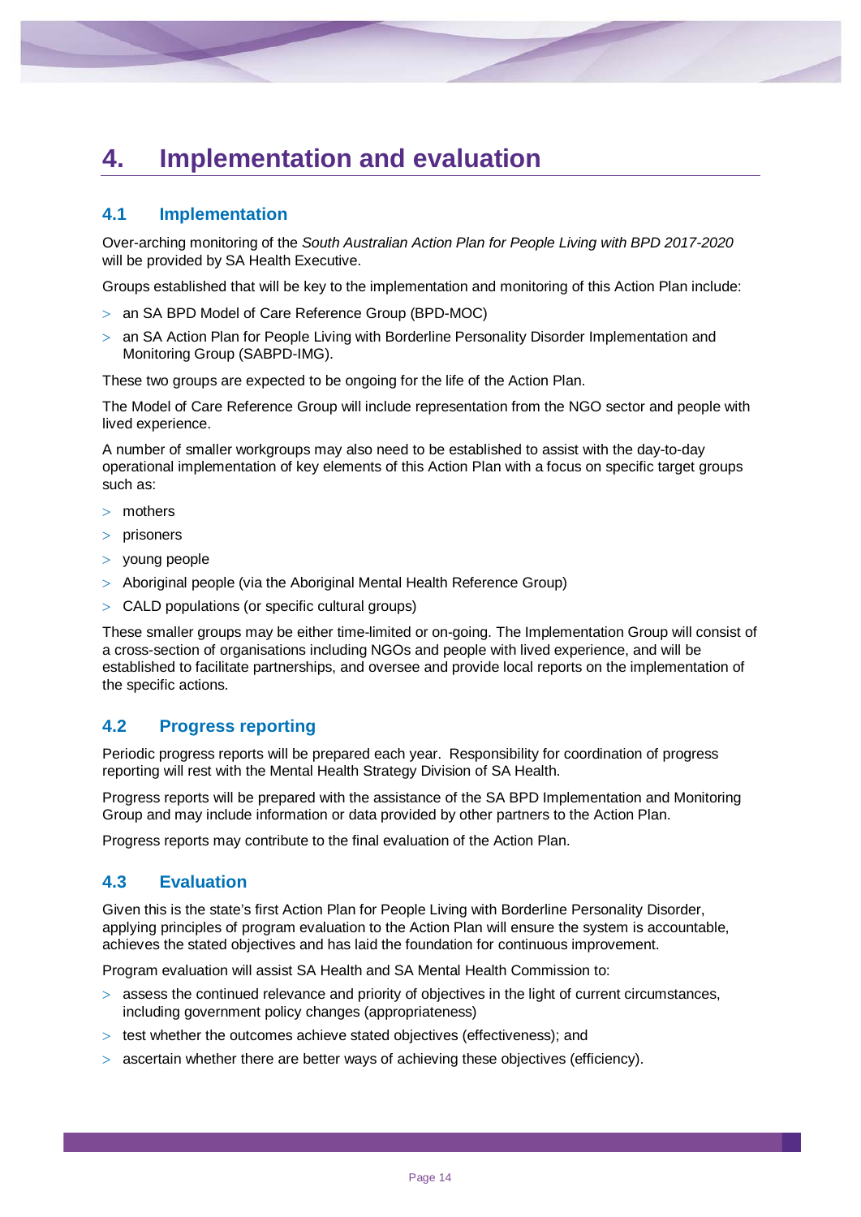# 4. Implementation and evaluation

## 4.1 Implementation

Over-arching monitoring of the *South Australian Action Plan for People Living with BPD 2017-2020* will be provided by SA Health Executive.

Groups established that will be key to the implementation and monitoring of this Action Plan include:

- an SA BPD Model of Care Reference Group (BPD-MOC)
- an SA Action Plan for People Living with Borderline Personality Disorder Implementation and Monitoring Group (SABPD-IMG).

These two groups are expected to be ongoing for the life of the Action Plan.

The Model of Care Reference Group will include representation from the NGO sector and people with lived experience.

A number of smaller workgroups may also need to be established to assist with the day-to-day operational implementation of key elements of this Action Plan with a focus on specific target groups such as:

- mothers
- prisoners
- young people
- Aboriginal people (via the Aboriginal Mental Health Reference Group)
- CALD populations (or specific cultural groups)

These smaller groups may be either time-limited or on-going. The Implementation Group will consist of a cross-section of organisations including NGOs and people with lived experience, and will be established to facilitate partnerships, and oversee and provide local reports on the implementation of the specific actions.

## 4.2 Progress reporting

Periodic progress reports will be prepared each year. Responsibility for coordination of progress reporting will rest with the Mental Health Strategy Division of SA Health.

Progress reports will be prepared with the assistance of the SA BPD Implementation and Monitoring Group and may include information or data provided by other partners to the Action Plan.

Progress reports may contribute to the final evaluation of the Action Plan.

## 4.3 Evaluation

Given this is the state's first Action Plan for People Living with Borderline Personality Disorder, applying principles of program evaluation to the Action Plan will ensure the system is accountable, achieves the stated objectives and has laid the foundation for continuous improvement.

Program evaluation will assist SA Health and SA Mental Health Commission to:

- assess the continued relevance and priority of objectives in the light of current circumstances, including government policy changes (appropriateness)
- test whether the outcomes achieve stated objectives (effectiveness); and
- ascertain whether there are better ways of achieving these objectives (efficiency).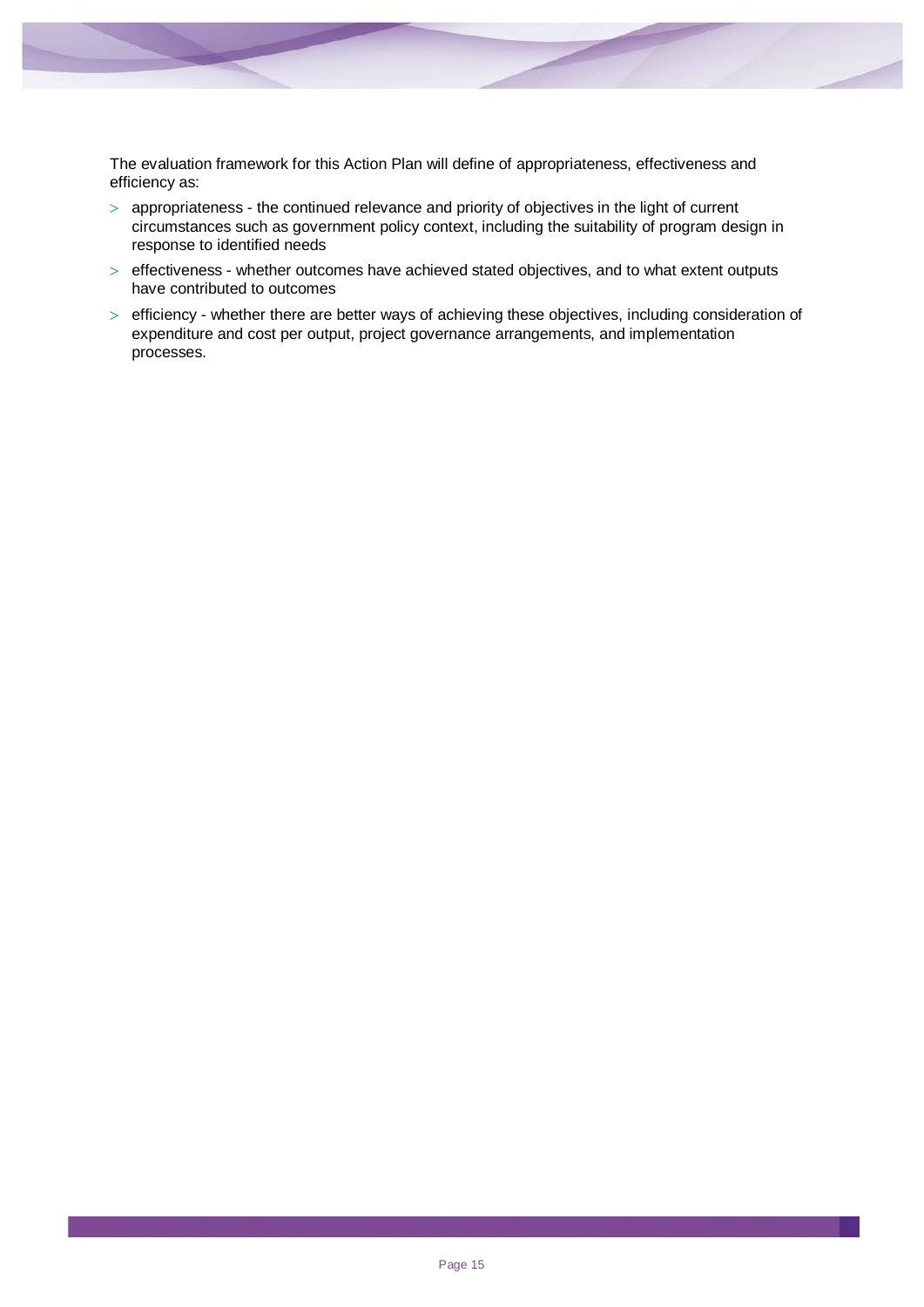The evaluation framework for this Action Plan will define of appropriateness, effectiveness and efficiency as:

- appropriateness - the continued relevance and priority of objectives in the light of current circumstances such as government policy context, including the suitability of program design in response to identified needs
- effectiveness - whether outcomes have achieved stated objectives, and to what extent outputs have contributed to outcomes
- efficiency - whether there are better ways of achieving these objectives, including consideration of expenditure and cost per output, project governance arrangements, and implementation processes.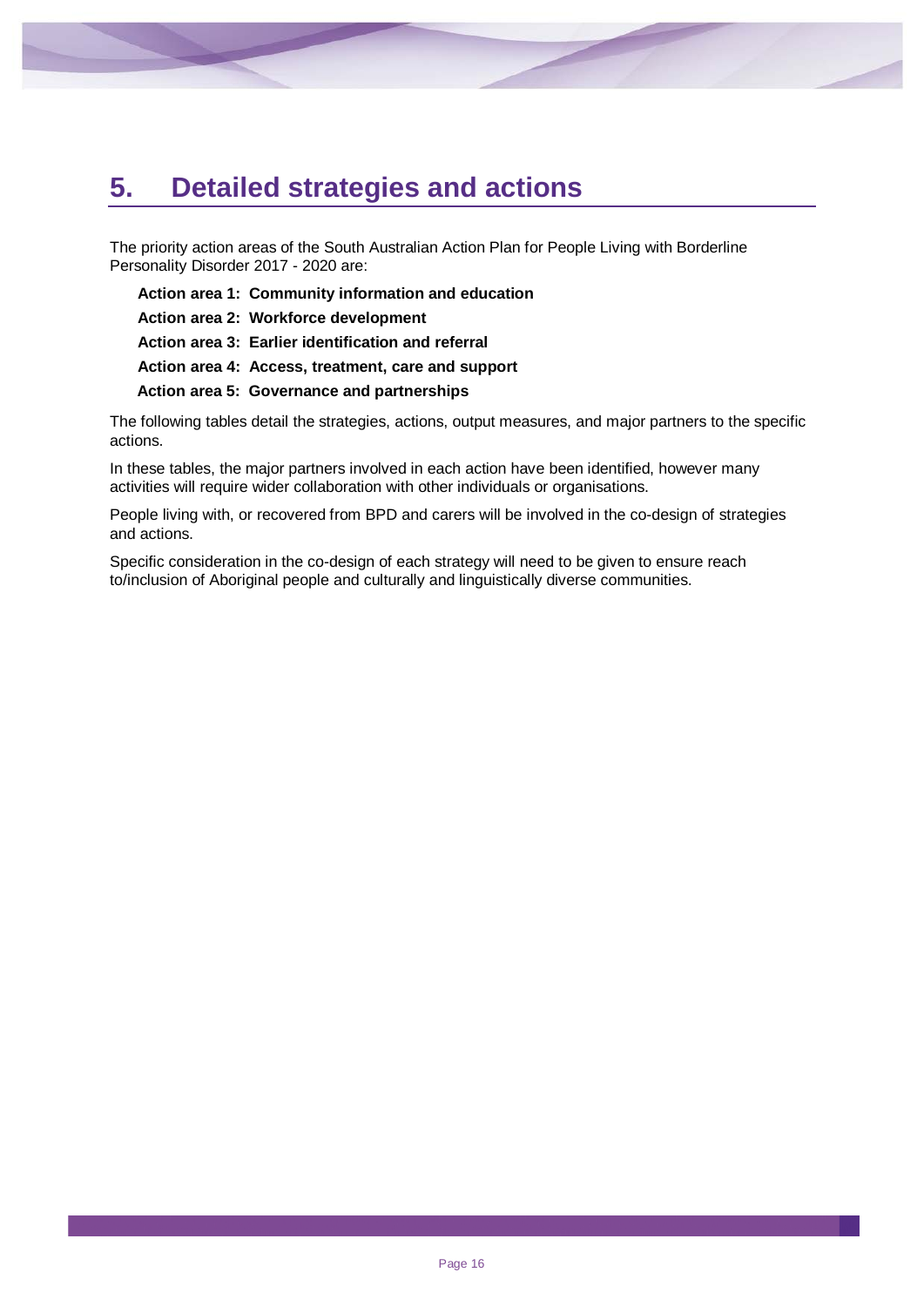# 5. Detailed strategies and actions

The priority action areas of the South Australian Action Plan for People Living with Borderline Personality Disorder 2017 - 2020 are:

**Action area 1: Community information and education**

**Action area 2: Workforce development**

**Action area 3: Earlier identification and referral**

**Action area 4: Access, treatment, care and support**

**Action area 5: Governance and partnerships**

The following tables detail the strategies, actions, output measures, and major partners to the specific actions.

In these tables, the major partners involved in each action have been identified, however many activities will require wider collaboration with other individuals or organisations.

People living with, or recovered from BPD and carers will be involved in the co-design of strategies and actions.

Specific consideration in the co-design of each strategy will need to be given to ensure reach to/inclusion of Aboriginal people and culturally and linguistically diverse communities.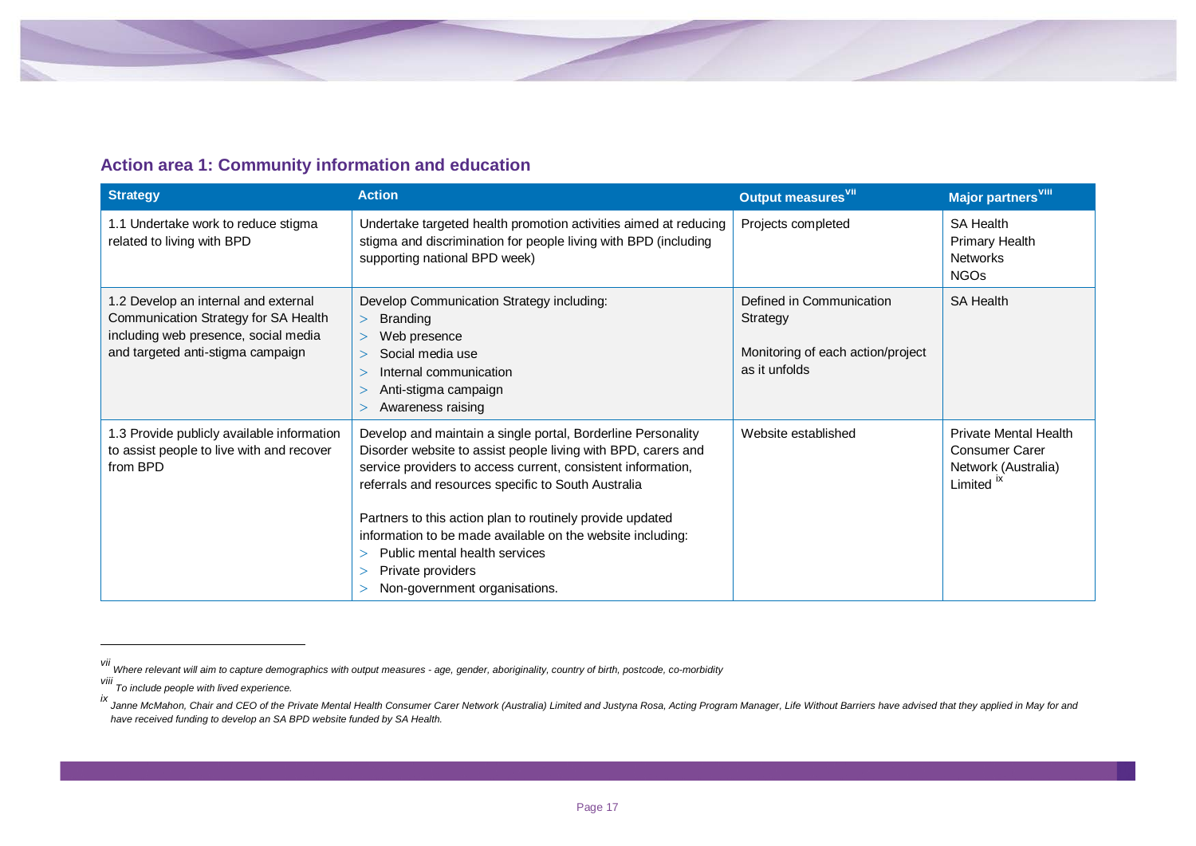## Action area 1: Community information and education

| Strategy | Action | Output measures[vii] | Major partners[viii] |
| --- | --- | --- | --- |
| 1.1 Undertake work to reduce stigma related to living with BPD | Undertake targeted health promotion activities aimed at reducing stigma and discrimination for people living with BPD (including supporting national BPD week) | Projects completed | SA Health<br>Primary Health Networks<br>NGOs |
| 1.2 Develop an internal and external Communication Strategy for SA Health including web presence, social media and targeted anti-stigma campaign | Develop Communication Strategy including:<br>> Branding<br>> Web presence<br>> Social media use<br>> Internal communication<br>> Anti-stigma campaign<br>> Awareness raising | Defined in Communication Strategy<br><br>Monitoring of each action/project as it unfolds | SA Health |
| 1.3 Provide publicly available information to assist people to live with and recover from BPD | Develop and maintain a single portal, Borderline Personality Disorder website to assist people living with BPD, carers and service providers to access current, consistent information, referrals and resources specific to South Australia<br><br>Partners to this action plan to routinely provide updated information to be made available on the website including:<br>> Public mental health services<br>> Private providers<br>> Non-government organisations. | Website established | Private Mental Health Consumer Carer Network (Australia) Limited[ix] |

---

[vii] *Where relevant will aim to capture demographics with output measures - age, gender, aboriginality, country of birth, postcode, co-morbidity*

[viii] *To include people with lived experience.*

[ix] *Janne McMahon, Chair and CEO of the Private Mental Health Consumer Carer Network (Australia) Limited and Justyna Rosa, Acting Program Manager, Life Without Barriers have advised that they applied in May for and have received funding to develop an SA BPD website funded by SA Health.*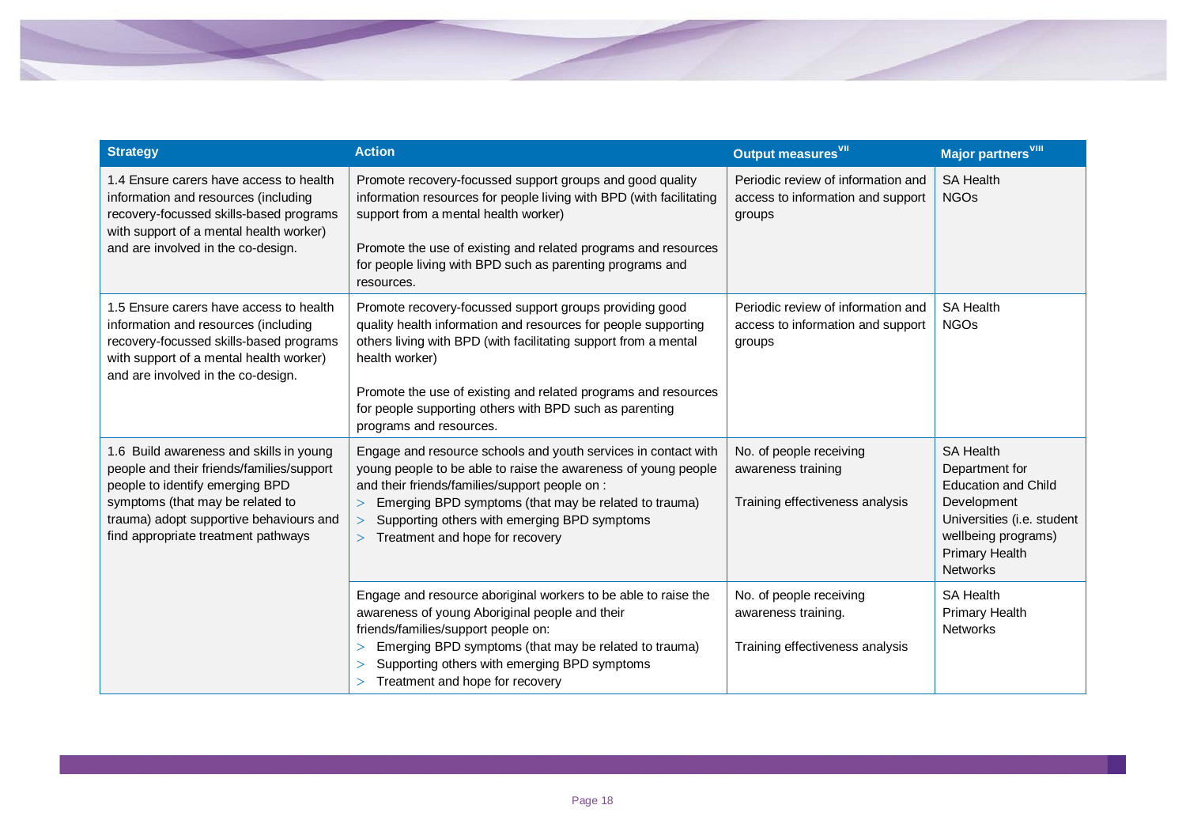| Strategy | Action | Output measures[VII] | Major partners[VIII] |
|---|---|---|---|
| 1.4 Ensure carers have access to health information and resources (including recovery-focussed skills-based programs with support of a mental health worker) and are involved in the co-design. | Promote recovery-focussed support groups and good quality information resources for people living with BPD (with facilitating support from a mental health worker)<br><br>Promote the use of existing and related programs and resources for people living with BPD such as parenting programs and resources. | Periodic review of information and access to information and support groups | SA Health<br>NGOs |
| 1.5 Ensure carers have access to health information and resources (including recovery-focussed skills-based programs with support of a mental health worker) and are involved in the co-design. | Promote recovery-focussed support groups providing good quality health information and resources for people supporting others living with BPD (with facilitating support from a mental health worker)<br><br>Promote the use of existing and related programs and resources for people supporting others with BPD such as parenting programs and resources. | Periodic review of information and access to information and support groups | SA Health<br>NGOs |
| 1.6 Build awareness and skills in young people and their friends/families/support people to identify emerging BPD symptoms (that may be related to trauma) adopt supportive behaviours and find appropriate treatment pathways | Engage and resource schools and youth services in contact with young people to be able to raise the awareness of young people and their friends/families/support people on :<br>> Emerging BPD symptoms (that may be related to trauma)<br>> Supporting others with emerging BPD symptoms<br>> Treatment and hope for recovery | No. of people receiving awareness training<br><br>Training effectiveness analysis | SA Health<br>Department for Education and Child Development<br>Universities (i.e. student wellbeing programs)<br>Primary Health Networks |
| | Engage and resource aboriginal workers to be able to raise the awareness of young Aboriginal people and their friends/families/support people on:<br>> Emerging BPD symptoms (that may be related to trauma)<br>> Supporting others with emerging BPD symptoms<br>> Treatment and hope for recovery | No. of people receiving awareness training.<br><br>Training effectiveness analysis | SA Health<br>Primary Health Networks |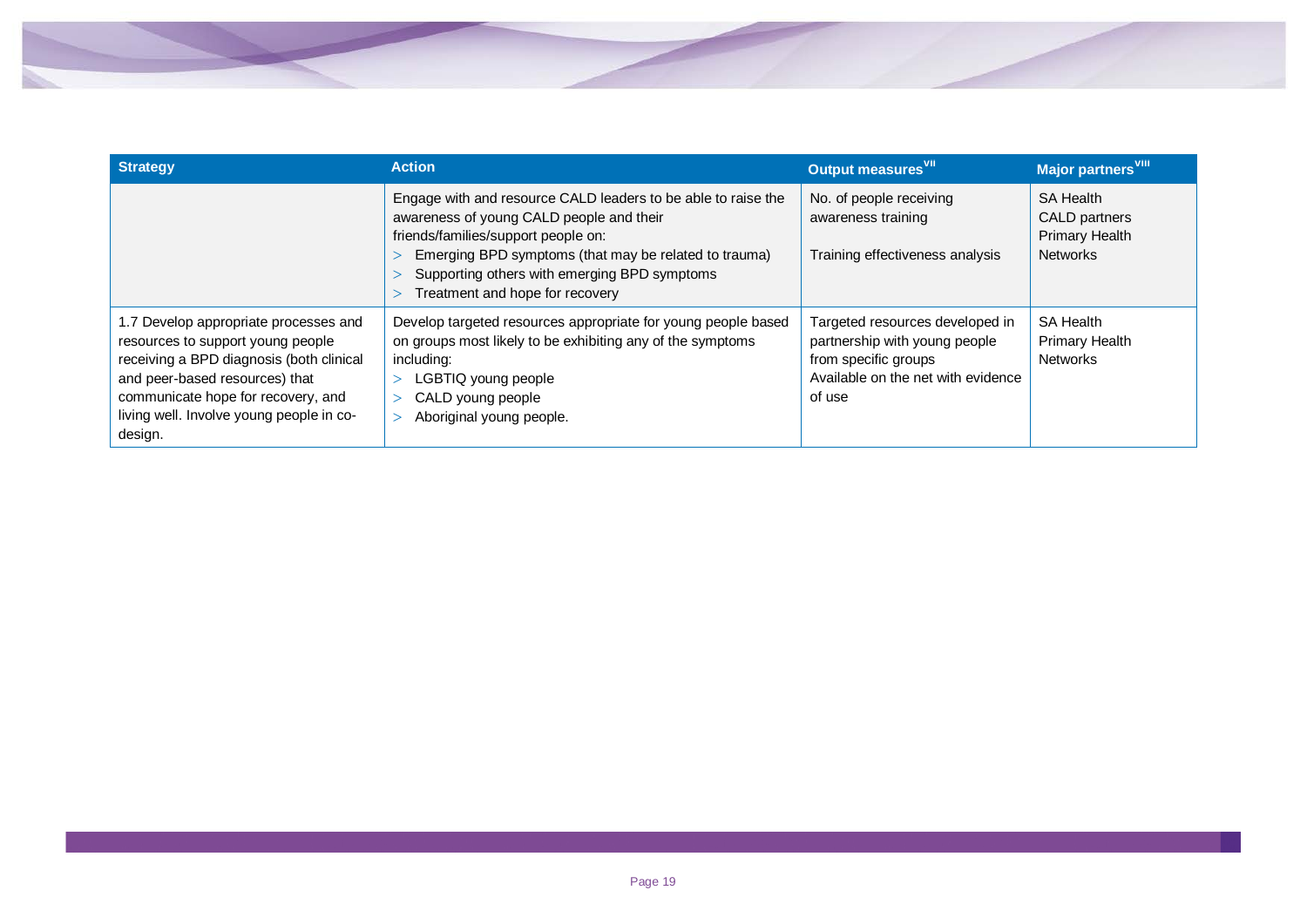| Strategy | Action | Output measures[VII] | Major partners[VIII] |
|---|---|---|---|
| | Engage with and resource CALD leaders to be able to raise the awareness of young CALD people and their friends/families/support people on:<br>> Emerging BPD symptoms (that may be related to trauma)<br>> Supporting others with emerging BPD symptoms<br>> Treatment and hope for recovery | No. of people receiving awareness training<br><br>Training effectiveness analysis | SA Health<br>CALD partners<br>Primary Health Networks |
| 1.7 Develop appropriate processes and resources to support young people receiving a BPD diagnosis (both clinical and peer-based resources) that communicate hope for recovery, and living well. Involve young people in co-design. | Develop targeted resources appropriate for young people based on groups most likely to be exhibiting any of the symptoms including:<br>> LGBTIQ young people<br>> CALD young people<br>> Aboriginal young people. | Targeted resources developed in partnership with young people from specific groups<br>Available on the net with evidence of use | SA Health<br>Primary Health Networks |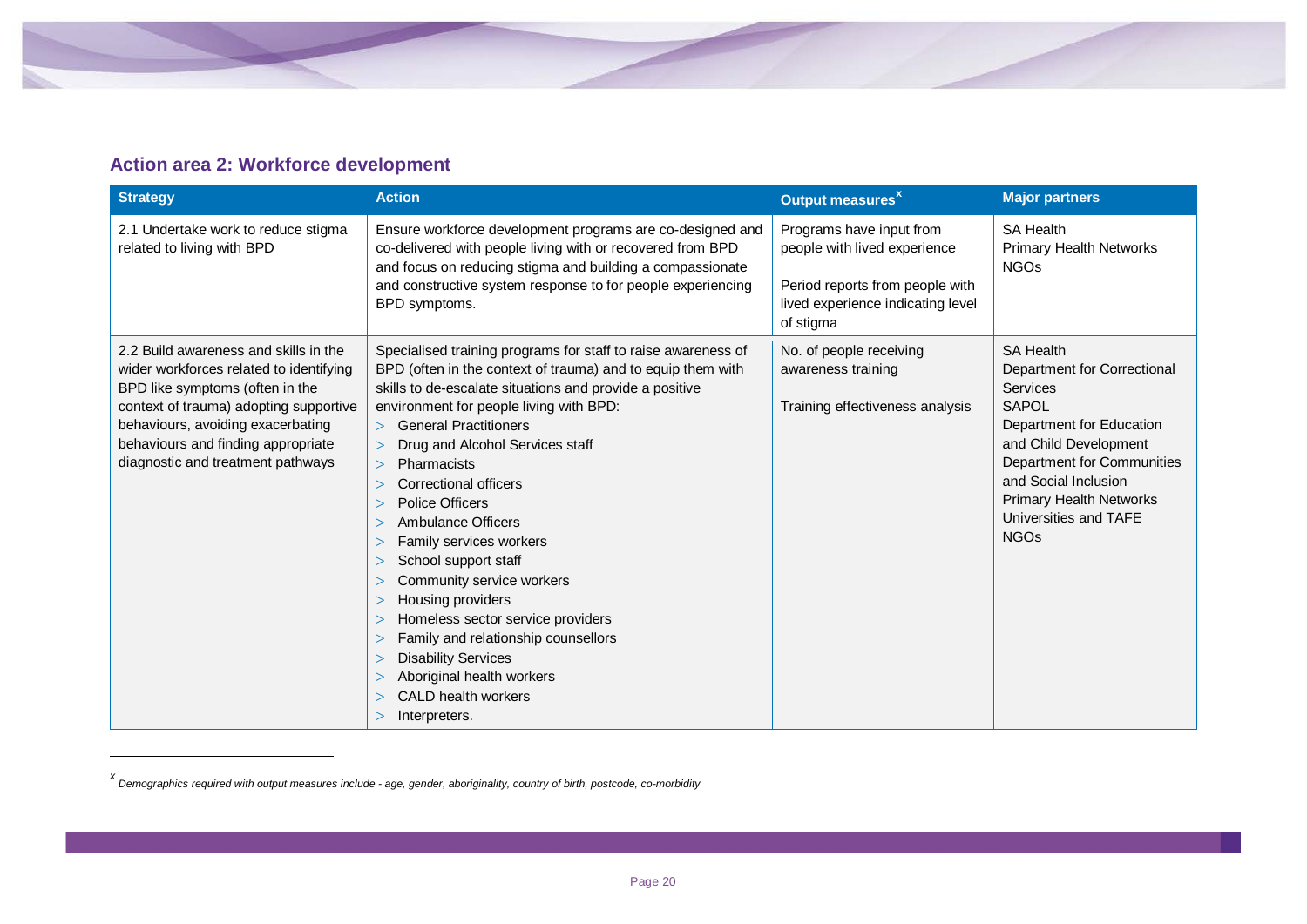## Action area 2: Workforce development

| Strategy | Action | Output measures[x] | Major partners |
|---|---|---|---|
| 2.1 Undertake work to reduce stigma related to living with BPD | Ensure workforce development programs are co-designed and co-delivered with people living with or recovered from BPD and focus on reducing stigma and building a compassionate and constructive system response to for people experiencing BPD symptoms. | Programs have input from people with lived experience<br><br>Period reports from people with lived experience indicating level of stigma | SA Health<br>Primary Health Networks<br>NGOs |
| 2.2 Build awareness and skills in the wider workforces related to identifying BPD like symptoms (often in the context of trauma) adopting supportive behaviours, avoiding exacerbating behaviours and finding appropriate diagnostic and treatment pathways | Specialised training programs for staff to raise awareness of BPD (often in the context of trauma) and to equip them with skills to de-escalate situations and provide a positive environment for people living with BPD:<br>> General Practitioners<br>> Drug and Alcohol Services staff<br>> Pharmacists<br>> Correctional officers<br>> Police Officers<br>> Ambulance Officers<br>> Family services workers<br>> School support staff<br>> Community service workers<br>> Housing providers<br>> Homeless sector service providers<br>> Family and relationship counsellors<br>> Disability Services<br>> Aboriginal health workers<br>> CALD health workers<br>> Interpreters. | No. of people receiving awareness training<br><br>Training effectiveness analysis | SA Health<br>Department for Correctional Services<br>SAPOL<br>Department for Education and Child Development<br>Department for Communities and Social Inclusion<br>Primary Health Networks<br>Universities and TAFE<br>NGOs |

[x] *Demographics required with output measures include - age, gender, aboriginality, country of birth, postcode, co-morbidity*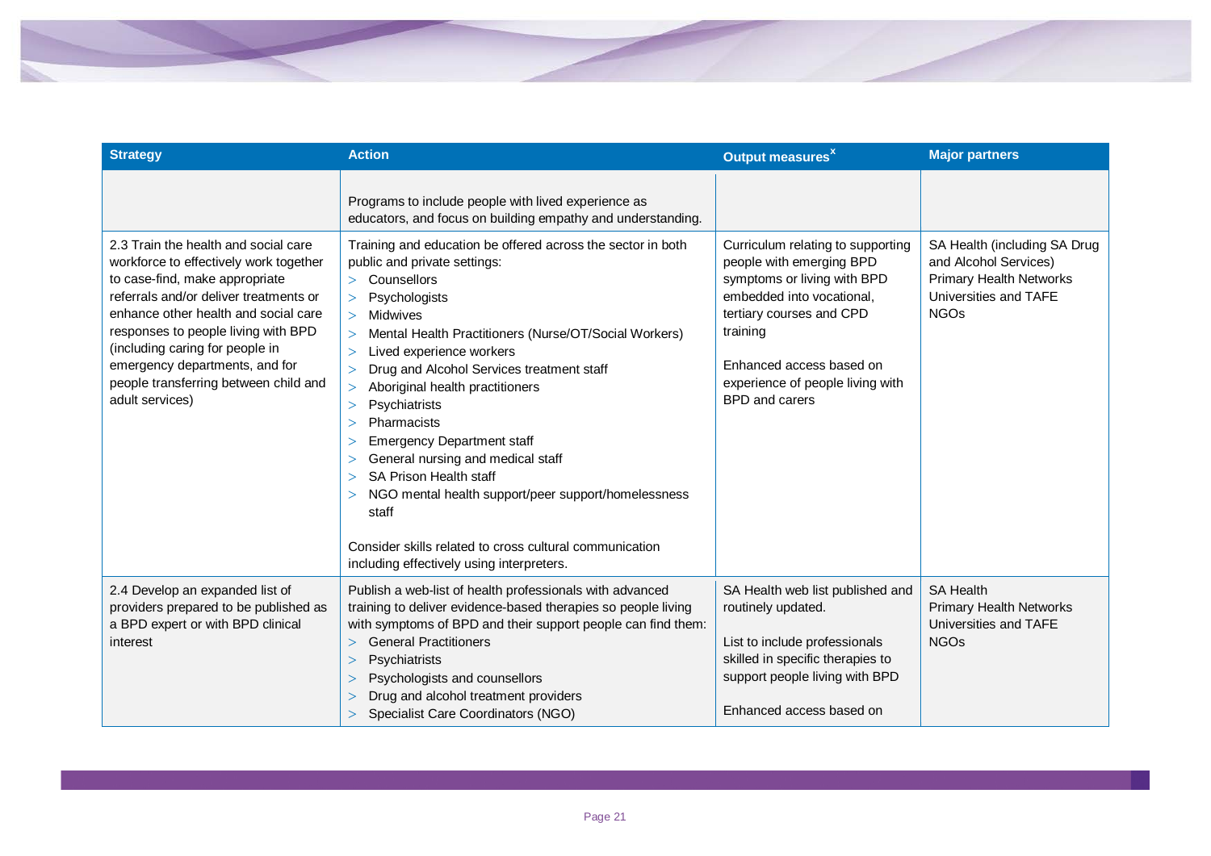| Strategy | Action | Output measures[x] | Major partners |
|---|---|---|---|
| | Programs to include people with lived experience as educators, and focus on building empathy and understanding. | | |
| 2.3 Train the health and social care workforce to effectively work together to case-find, make appropriate referrals and/or deliver treatments or enhance other health and social care responses to people living with BPD (including caring for people in emergency departments, and for people transferring between child and adult services) | Training and education be offered across the sector in both public and private settings:<br>> Counsellors<br>> Psychologists<br>> Midwives<br>> Mental Health Practitioners (Nurse/OT/Social Workers)<br>> Lived experience workers<br>> Drug and Alcohol Services treatment staff<br>> Aboriginal health practitioners<br>> Psychiatrists<br>> Pharmacists<br>> Emergency Department staff<br>> General nursing and medical staff<br>> SA Prison Health staff<br>> NGO mental health support/peer support/homelessness staff<br><br>Consider skills related to cross cultural communication including effectively using interpreters. | Curriculum relating to supporting people with emerging BPD symptoms or living with BPD embedded into vocational, tertiary courses and CPD training<br><br>Enhanced access based on experience of people living with BPD and carers | SA Health (including SA Drug and Alcohol Services)<br>Primary Health Networks<br>Universities and TAFE<br>NGOs |
| 2.4 Develop an expanded list of providers prepared to be published as a BPD expert or with BPD clinical interest | Publish a web-list of health professionals with advanced training to deliver evidence-based therapies so people living with symptoms of BPD and their support people can find them:<br>> General Practitioners<br>> Psychiatrists<br>> Psychologists and counsellors<br>> Drug and alcohol treatment providers<br>> Specialist Care Coordinators (NGO) | SA Health web list published and routinely updated.<br><br>List to include professionals skilled in specific therapies to support people living with BPD<br><br>Enhanced access based on | SA Health<br>Primary Health Networks<br>Universities and TAFE<br>NGOs |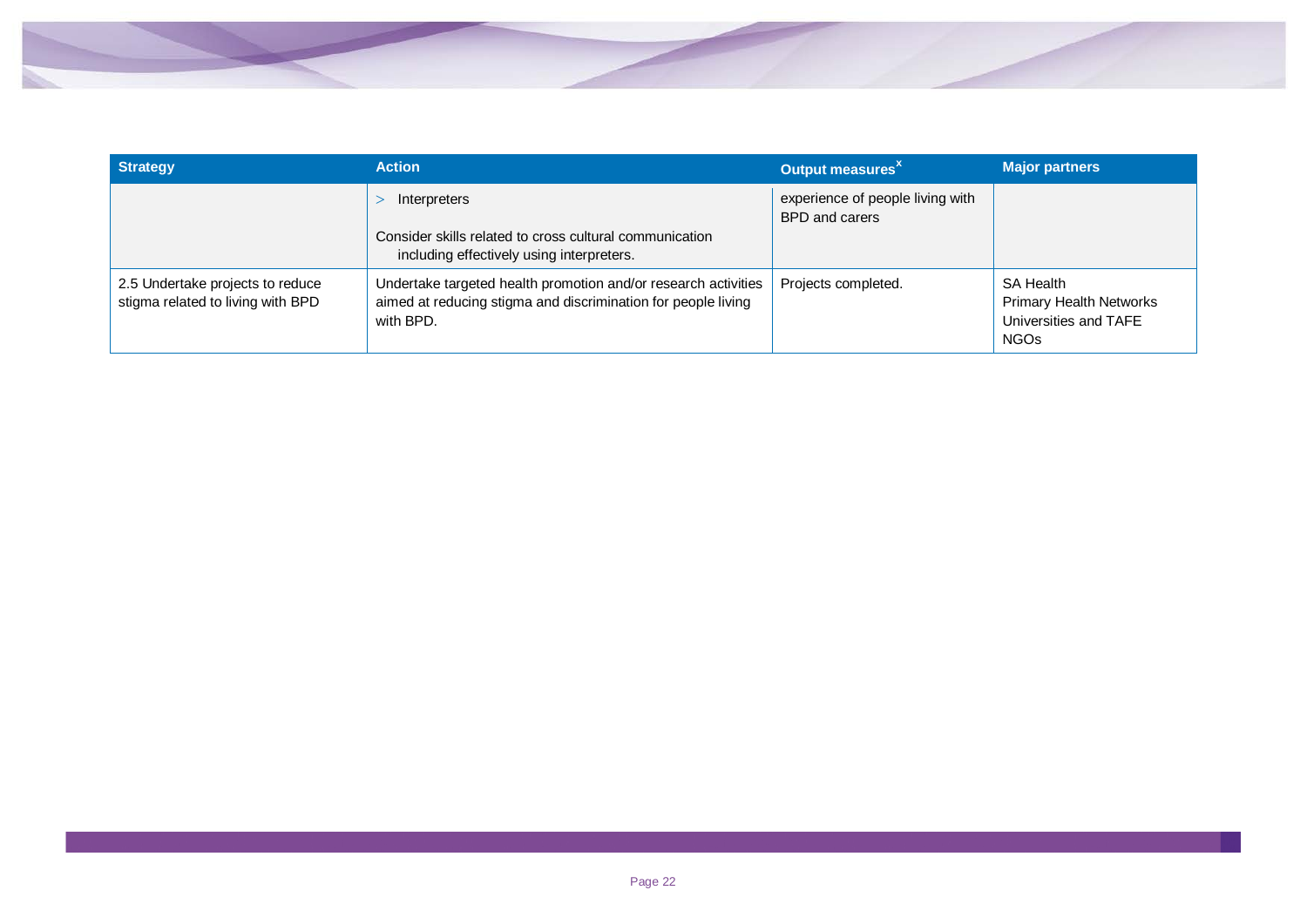| Strategy | Action | Output measures[x] | Major partners |
|---|---|---|---|
| | > Interpreters<br><br>Consider skills related to cross cultural communication including effectively using interpreters. | experience of people living with BPD and carers | |
| 2.5 Undertake projects to reduce stigma related to living with BPD | Undertake targeted health promotion and/or research activities aimed at reducing stigma and discrimination for people living with BPD. | Projects completed. | SA Health<br>Primary Health Networks<br>Universities and TAFE<br>NGOs |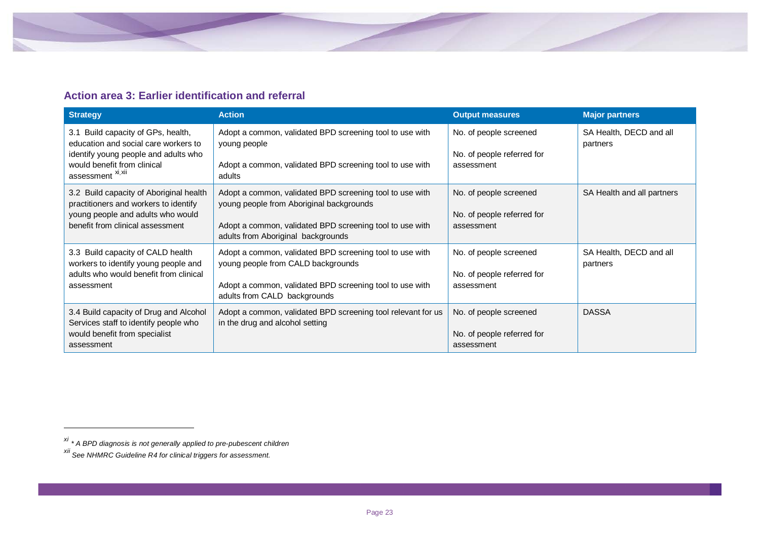### Action area 3: Earlier identification and referral

| Strategy | Action | Output measures | Major partners |
|---|---|---|---|
| 3.1 Build capacity of GPs, health, education and social care workers to identify young people and adults who would benefit from clinical assessment [xi,xii] | Adopt a common, validated BPD screening tool to use with young people<br><br>Adopt a common, validated BPD screening tool to use with adults | No. of people screened<br><br>No. of people referred for assessment | SA Health, DECD and all partners |
| 3.2 Build capacity of Aboriginal health practitioners and workers to identify young people and adults who would benefit from clinical assessment | Adopt a common, validated BPD screening tool to use with young people from Aboriginal backgrounds<br><br>Adopt a common, validated BPD screening tool to use with adults from Aboriginal backgrounds | No. of people screened<br><br>No. of people referred for assessment | SA Health and all partners |
| 3.3 Build capacity of CALD health workers to identify young people and adults who would benefit from clinical assessment | Adopt a common, validated BPD screening tool to use with young people from CALD backgrounds<br><br>Adopt a common, validated BPD screening tool to use with adults from CALD backgrounds | No. of people screened<br><br>No. of people referred for assessment | SA Health, DECD and all partners |
| 3.4 Build capacity of Drug and Alcohol Services staff to identify people who would benefit from specialist assessment | Adopt a common, validated BPD screening tool relevant for us in the drug and alcohol setting | No. of people screened<br><br>No. of people referred for assessment | DASSA |

[xi] *\* A BPD diagnosis is not generally applied to pre-pubescent children*

[xii] *See NHMRC Guideline R4 for clinical triggers for assessment.*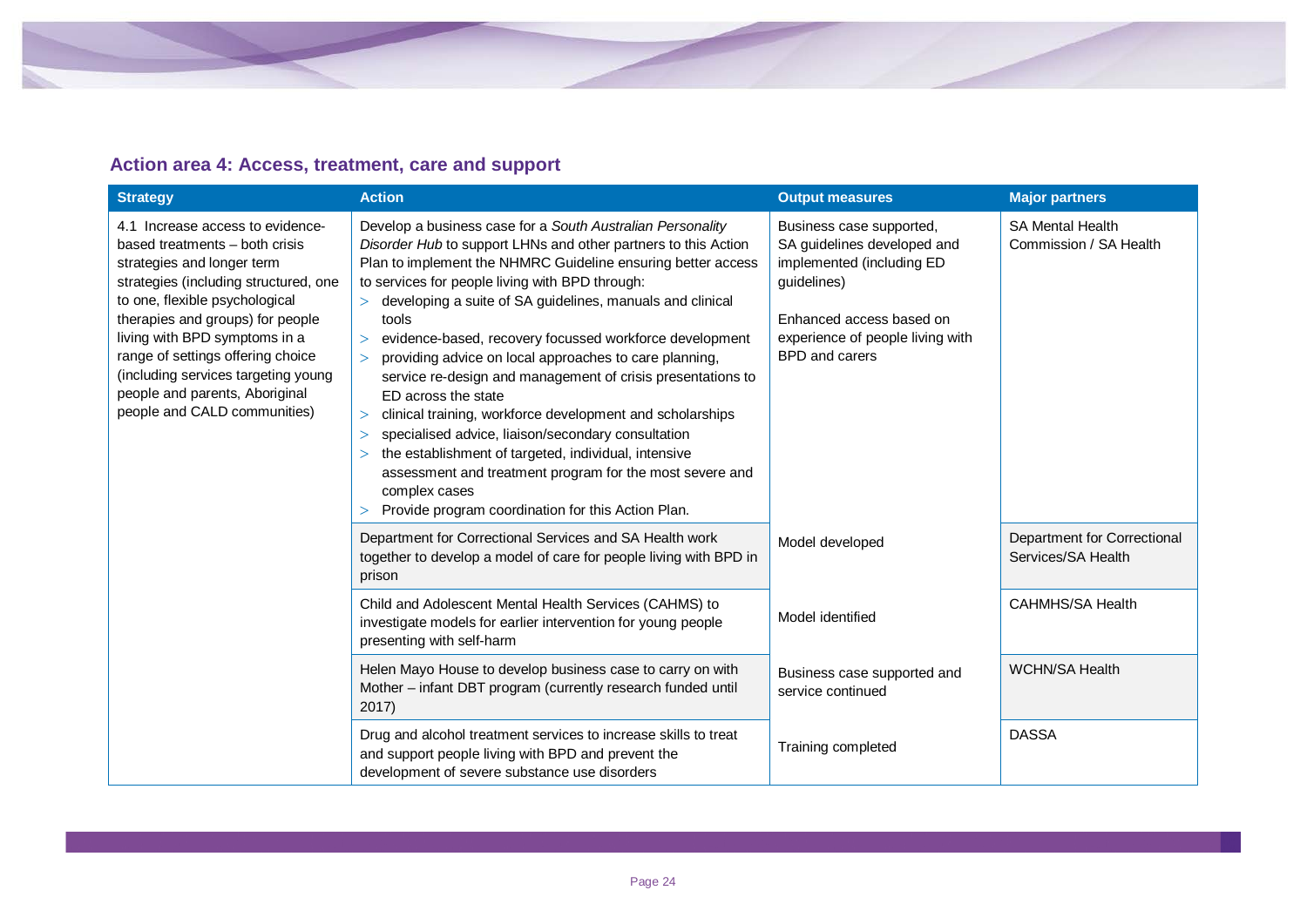## Action area 4: Access, treatment, care and support

| Strategy | Action | Output measures | Major partners |
|---|---|---|---|
| 4.1 Increase access to evidence-based treatments – both crisis strategies and longer term strategies (including structured, one to one, flexible psychological therapies and groups) for people living with BPD symptoms in a range of settings offering choice (including services targeting young people and parents, Aboriginal people and CALD communities) | Develop a business case for a *South Australian Personality Disorder Hub* to support LHNs and other partners to this Action Plan to implement the NHMRC Guideline ensuring better access to services for people living with BPD through:<br>> developing a suite of SA guidelines, manuals and clinical tools<br>> evidence-based, recovery focussed workforce development<br>> providing advice on local approaches to care planning, service re-design and management of crisis presentations to ED across the state<br>> clinical training, workforce development and scholarships<br>> specialised advice, liaison/secondary consultation<br>> the establishment of targeted, individual, intensive assessment and treatment program for the most severe and complex cases<br>> Provide program coordination for this Action Plan. | Business case supported, SA guidelines developed and implemented (including ED guidelines)<br><br>Enhanced access based on experience of people living with BPD and carers | SA Mental Health Commission / SA Health |
| | Department for Correctional Services and SA Health work together to develop a model of care for people living with BPD in prison | Model developed | Department for Correctional Services/SA Health |
| | Child and Adolescent Mental Health Services (CAHMS) to investigate models for earlier intervention for young people presenting with self-harm | Model identified | CAHMHS/SA Health |
| | Helen Mayo House to develop business case to carry on with Mother – infant DBT program (currently research funded until 2017) | Business case supported and service continued | WCHN/SA Health |
| | Drug and alcohol treatment services to increase skills to treat and support people living with BPD and prevent the development of severe substance use disorders | Training completed | DASSA |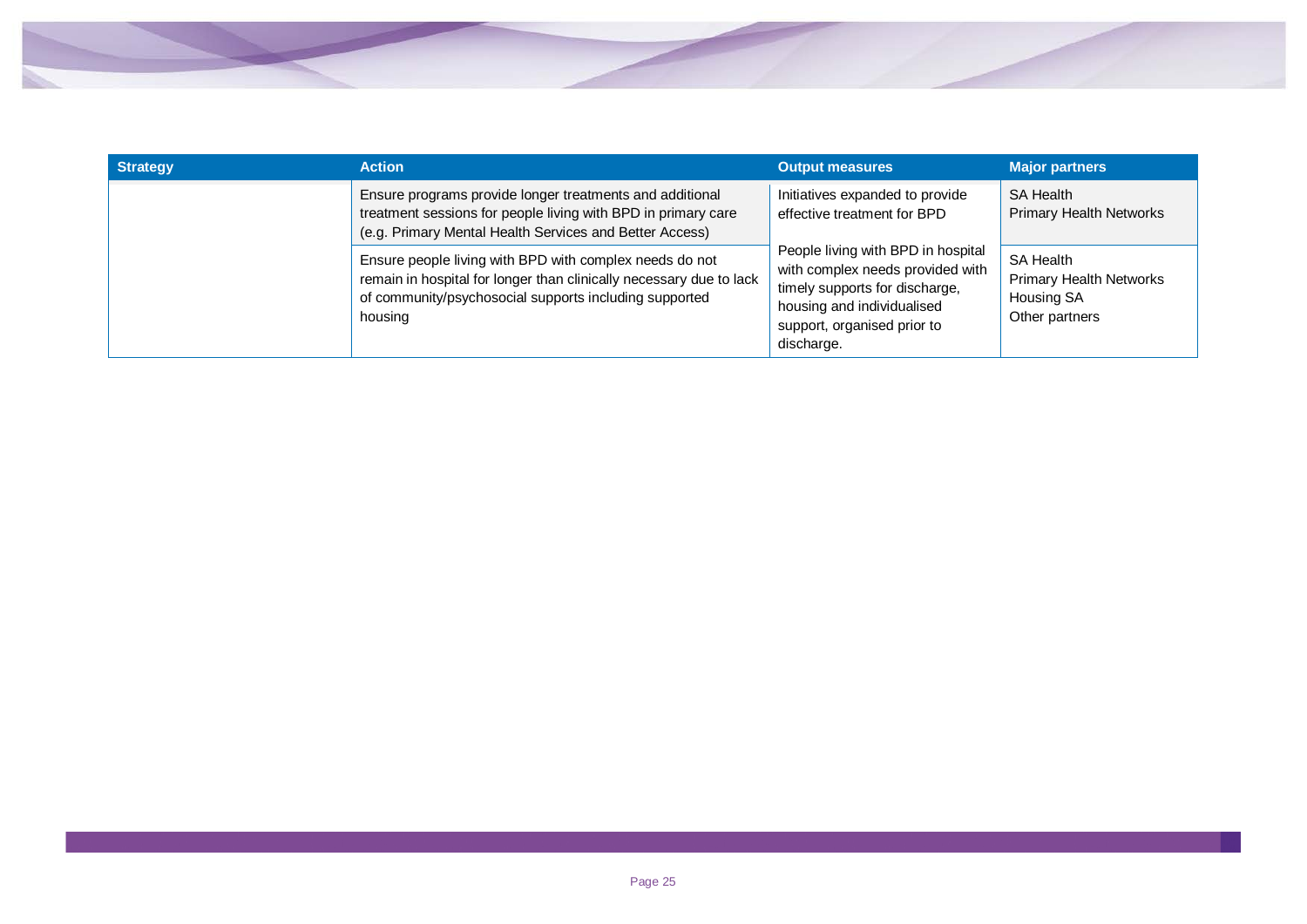| Strategy | Action | Output measures | Major partners |
|---|---|---|---|
| | Ensure programs provide longer treatments and additional treatment sessions for people living with BPD in primary care (e.g. Primary Mental Health Services and Better Access) | Initiatives expanded to provide effective treatment for BPD | SA Health<br>Primary Health Networks |
| | Ensure people living with BPD with complex needs do not remain in hospital for longer than clinically necessary due to lack of community/psychosocial supports including supported housing | People living with BPD in hospital with complex needs provided with timely supports for discharge, housing and individualised support, organised prior to discharge. | SA Health<br>Primary Health Networks<br>Housing SA<br>Other partners |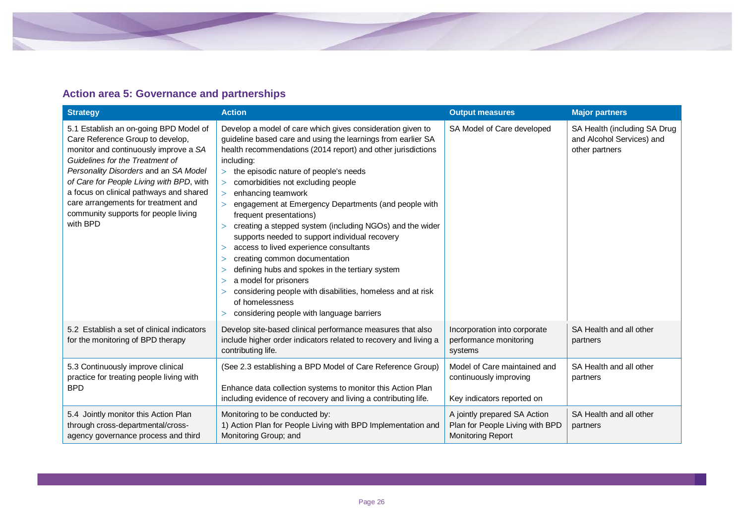## Action area 5: Governance and partnerships

| Strategy | Action | Output measures | Major partners |
|---|---|---|---|
| 5.1 Establish an on-going BPD Model of Care Reference Group to develop, monitor and continuously improve a *SA Guidelines for the Treatment of Personality Disorders* and an *SA Model of Care for People Living with BPD*, with a focus on clinical pathways and shared care arrangements for treatment and community supports for people living with BPD | Develop a model of care which gives consideration given to guideline based care and using the learnings from earlier SA health recommendations (2014 report) and other jurisdictions including:<br>> the episodic nature of people's needs<br>> comorbidities not excluding people<br>> enhancing teamwork<br>> engagement at Emergency Departments (and people with frequent presentations)<br>> creating a stepped system (including NGOs) and the wider supports needed to support individual recovery<br>> access to lived experience consultants<br>> creating common documentation<br>> defining hubs and spokes in the tertiary system<br>> a model for prisoners<br>> considering people with disabilities, homeless and at risk of homelessness<br>> considering people with language barriers | SA Model of Care developed | SA Health (including SA Drug and Alcohol Services) and other partners |
| 5.2 Establish a set of clinical indicators for the monitoring of BPD therapy | Develop site-based clinical performance measures that also include higher order indicators related to recovery and living a contributing life. | Incorporation into corporate performance monitoring systems | SA Health and all other partners |
| 5.3 Continuously improve clinical practice for treating people living with BPD | (See 2.3 establishing a BPD Model of Care Reference Group)<br><br>Enhance data collection systems to monitor this Action Plan including evidence of recovery and living a contributing life. | Model of Care maintained and continuously improving<br><br>Key indicators reported on | SA Health and all other partners |
| 5.4 Jointly monitor this Action Plan through cross-departmental/cross-agency governance process and third | Monitoring to be conducted by:<br>1) Action Plan for People Living with BPD Implementation and Monitoring Group; and | A jointly prepared SA Action Plan for People Living with BPD Monitoring Report | SA Health and all other partners |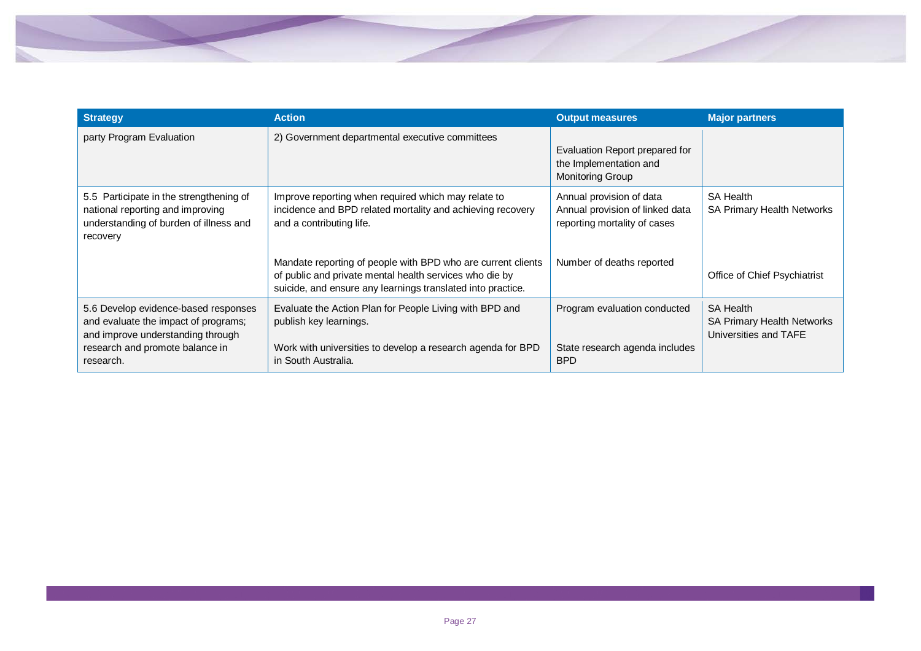| Strategy | Action | Output measures | Major partners |
| --- | --- | --- | --- |
| party Program Evaluation | 2) Government departmental executive committees | Evaluation Report prepared for the Implementation and Monitoring Group | |
| 5.5 Participate in the strengthening of national reporting and improving understanding of burden of illness and recovery | Improve reporting when required which may relate to incidence and BPD related mortality and achieving recovery and a contributing life. | Annual provision of data<br>Annual provision of linked data reporting mortality of cases | SA Health<br>SA Primary Health Networks |
| | Mandate reporting of people with BPD who are current clients of public and private mental health services who die by suicide, and ensure any learnings translated into practice. | Number of deaths reported | Office of Chief Psychiatrist |
| 5.6 Develop evidence-based responses and evaluate the impact of programs; and improve understanding through research and promote balance in research. | Evaluate the Action Plan for People Living with BPD and publish key learnings.<br><br>Work with universities to develop a research agenda for BPD in South Australia. | Program evaluation conducted<br><br>State research agenda includes BPD | SA Health<br>SA Primary Health Networks<br>Universities and TAFE |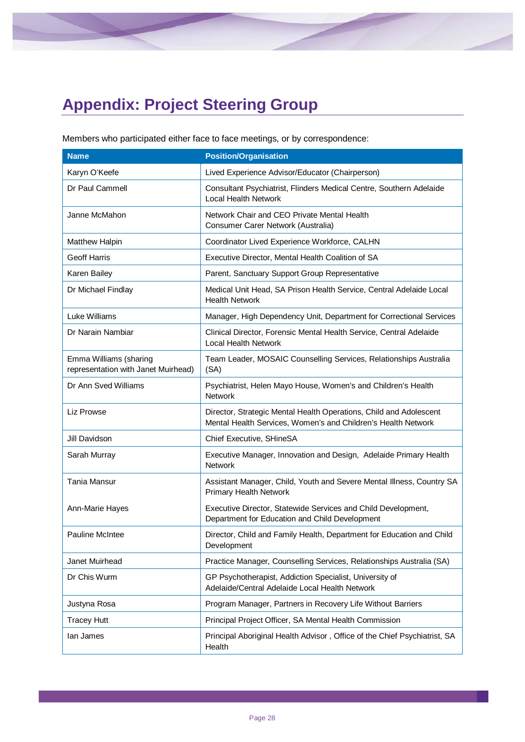# Appendix: Project Steering Group

Members who participated either face to face meetings, or by correspondence:

| Name | Position/Organisation |
|---|---|
| Karyn O'Keefe | Lived Experience Advisor/Educator (Chairperson) |
| Dr Paul Cammell | Consultant Psychiatrist, Flinders Medical Centre, Southern Adelaide Local Health Network |
| Janne McMahon | Network Chair and CEO Private Mental Health Consumer Carer Network (Australia) |
| Matthew Halpin | Coordinator Lived Experience Workforce, CALHN |
| Geoff Harris | Executive Director, Mental Health Coalition of SA |
| Karen Bailey | Parent, Sanctuary Support Group Representative |
| Dr Michael Findlay | Medical Unit Head, SA Prison Health Service, Central Adelaide Local Health Network |
| Luke Williams | Manager, High Dependency Unit, Department for Correctional Services |
| Dr Narain Nambiar | Clinical Director, Forensic Mental Health Service, Central Adelaide Local Health Network |
| Emma Williams (sharing representation with Janet Muirhead) | Team Leader, MOSAIC Counselling Services, Relationships Australia (SA) |
| Dr Ann Sved Williams | Psychiatrist, Helen Mayo House, Women's and Children's Health Network |
| Liz Prowse | Director, Strategic Mental Health Operations, Child and Adolescent Mental Health Services, Women's and Children's Health Network |
| Jill Davidson | Chief Executive, SHineSA |
| Sarah Murray | Executive Manager, Innovation and Design, Adelaide Primary Health Network |
| Tania Mansur | Assistant Manager, Child, Youth and Severe Mental Illness, Country SA Primary Health Network |
| Ann-Marie Hayes | Executive Director, Statewide Services and Child Development, Department for Education and Child Development |
| Pauline McIntee | Director, Child and Family Health, Department for Education and Child Development |
| Janet Muirhead | Practice Manager, Counselling Services, Relationships Australia (SA) |
| Dr Chis Wurm | GP Psychotherapist, Addiction Specialist, University of Adelaide/Central Adelaide Local Health Network |
| Justyna Rosa | Program Manager, Partners in Recovery Life Without Barriers |
| Tracey Hutt | Principal Project Officer, SA Mental Health Commission |
| Ian James | Principal Aboriginal Health Advisor , Office of the Chief Psychiatrist, SA Health |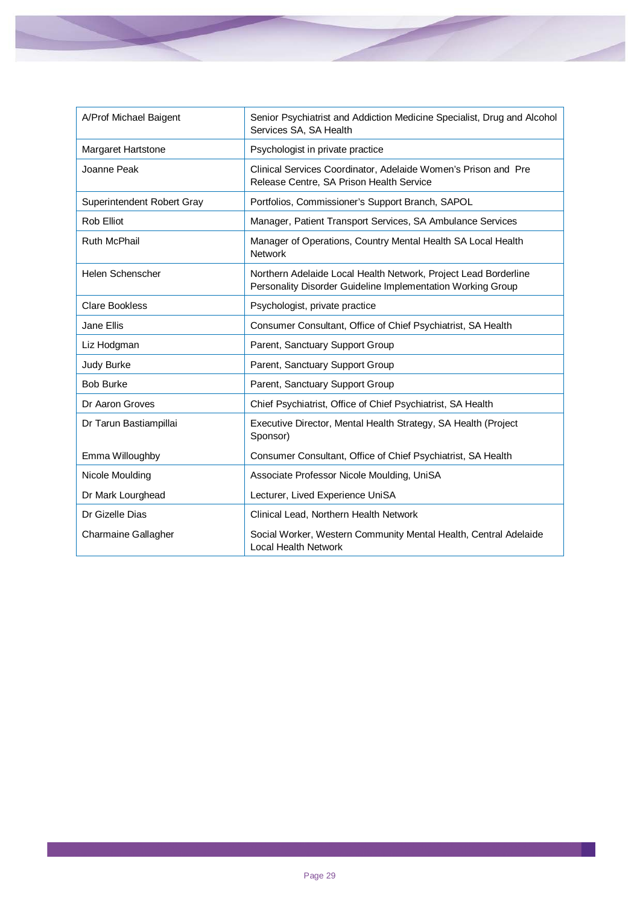| | |
|---|---|
| A/Prof Michael Baigent | Senior Psychiatrist and Addiction Medicine Specialist, Drug and Alcohol Services SA, SA Health |
| Margaret Hartstone | Psychologist in private practice |
| Joanne Peak | Clinical Services Coordinator, Adelaide Women's Prison and Pre Release Centre, SA Prison Health Service |
| Superintendent Robert Gray | Portfolios, Commissioner's Support Branch, SAPOL |
| Rob Elliot | Manager, Patient Transport Services, SA Ambulance Services |
| Ruth McPhail | Manager of Operations, Country Mental Health SA Local Health Network |
| Helen Schenscher | Northern Adelaide Local Health Network, Project Lead Borderline Personality Disorder Guideline Implementation Working Group |
| Clare Bookless | Psychologist, private practice |
| Jane Ellis | Consumer Consultant, Office of Chief Psychiatrist, SA Health |
| Liz Hodgman | Parent, Sanctuary Support Group |
| Judy Burke | Parent, Sanctuary Support Group |
| Bob Burke | Parent, Sanctuary Support Group |
| Dr Aaron Groves | Chief Psychiatrist, Office of Chief Psychiatrist, SA Health |
| Dr Tarun Bastiampillai | Executive Director, Mental Health Strategy, SA Health (Project Sponsor) |
| Emma Willoughby | Consumer Consultant, Office of Chief Psychiatrist, SA Health |
| Nicole Moulding | Associate Professor Nicole Moulding, UniSA |
| Dr Mark Lourghead | Lecturer, Lived Experience UniSA |
| Dr Gizelle Dias | Clinical Lead, Northern Health Network |
| Charmaine Gallagher | Social Worker, Western Community Mental Health, Central Adelaide Local Health Network |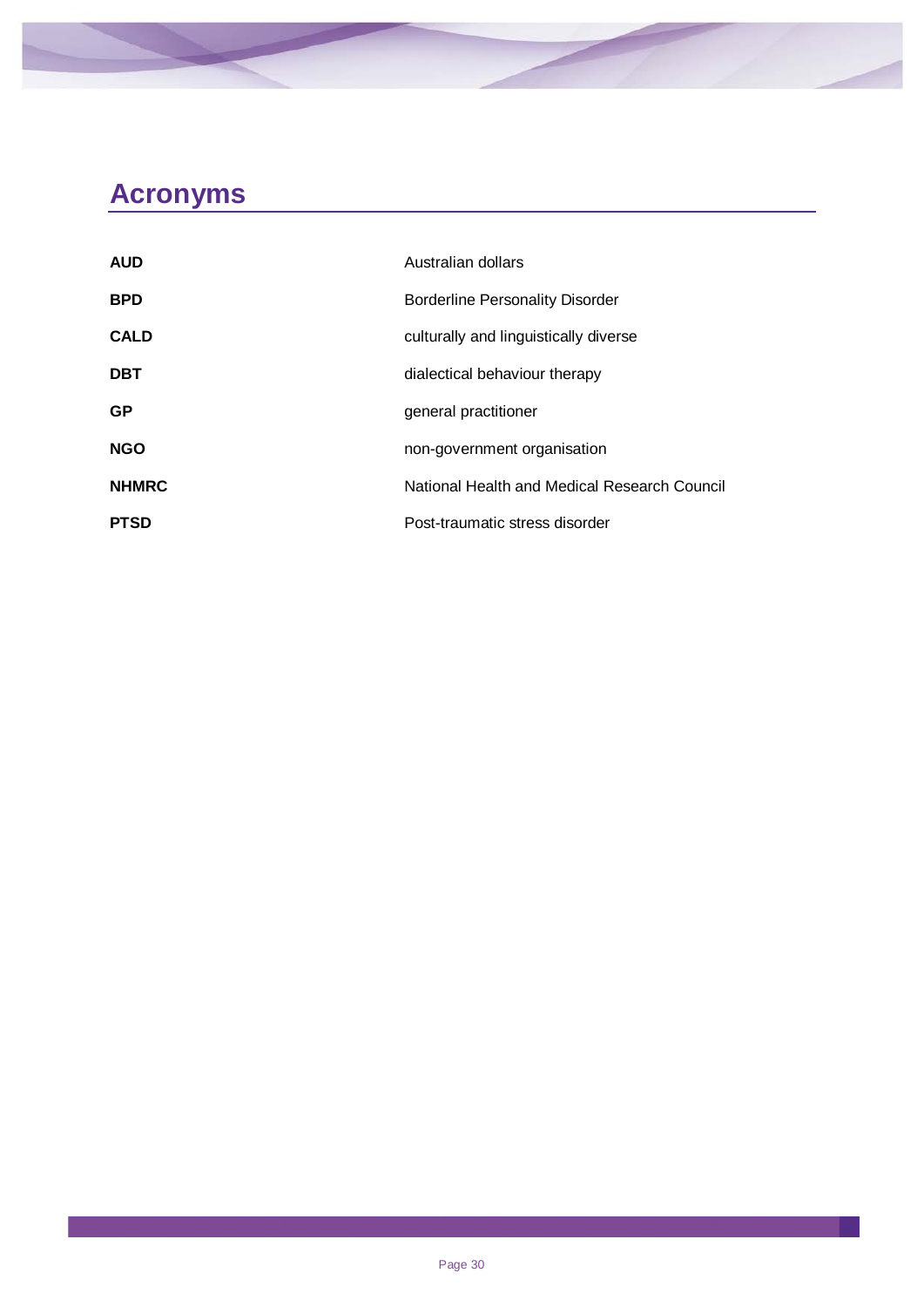# Acronyms

| | |
|---|---|
| **AUD** | Australian dollars |
| **BPD** | Borderline Personality Disorder |
| **CALD** | culturally and linguistically diverse |
| **DBT** | dialectical behaviour therapy |
| **GP** | general practitioner |
| **NGO** | non-government organisation |
| **NHMRC** | National Health and Medical Research Council |
| **PTSD** | Post-traumatic stress disorder |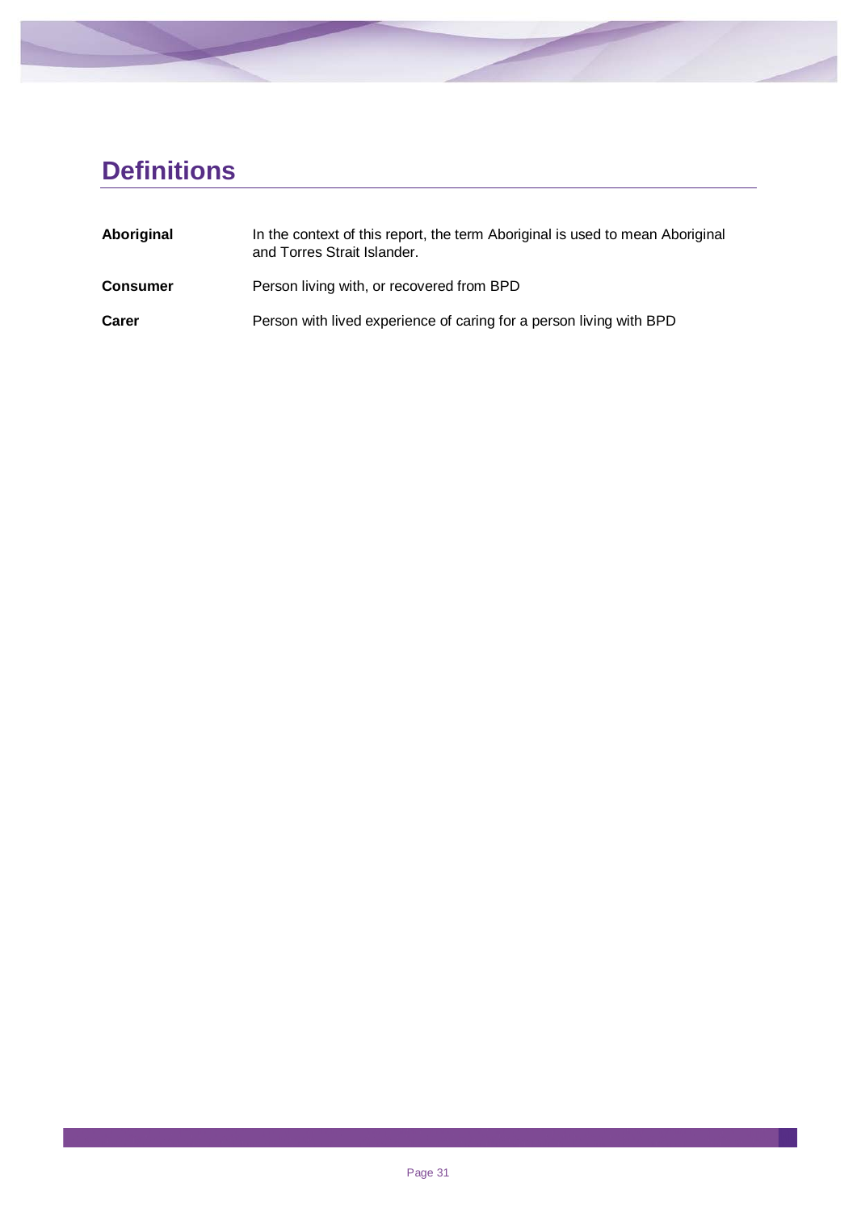# Definitions

| | |
|---|---|
| **Aboriginal** | In the context of this report, the term Aboriginal is used to mean Aboriginal and Torres Strait Islander. |
| **Consumer** | Person living with, or recovered from BPD |
| **Carer** | Person with lived experience of caring for a person living with BPD |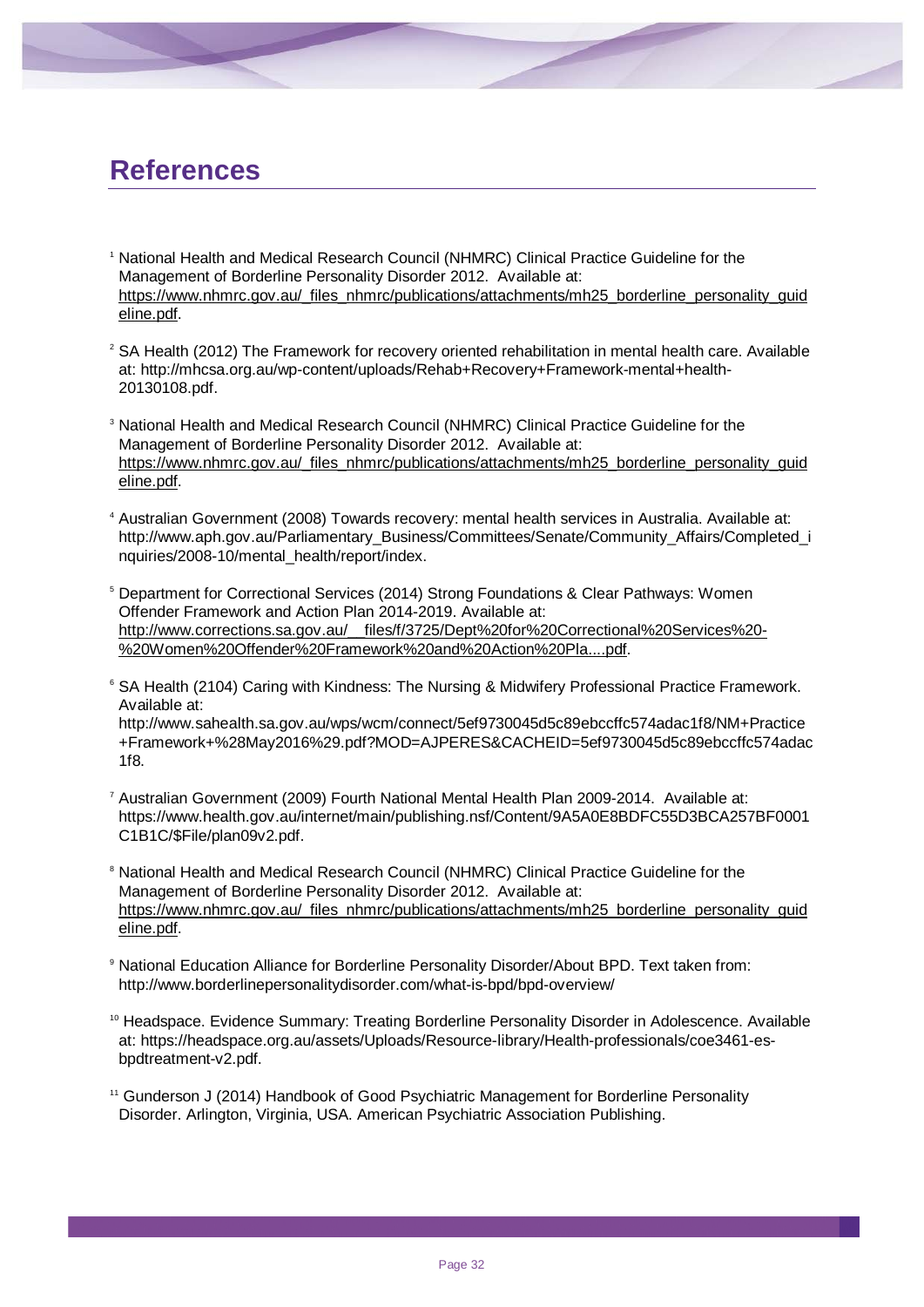# References

[1] National Health and Medical Research Council (NHMRC) Clinical Practice Guideline for the Management of Borderline Personality Disorder 2012. Available at: https://www.nhmrc.gov.au/_files_nhmrc/publications/attachments/mh25_borderline_personality_guideline.pdf.

[2] SA Health (2012) The Framework for recovery oriented rehabilitation in mental health care. Available at: http://mhcsa.org.au/wp-content/uploads/Rehab+Recovery+Framework-mental+health-20130108.pdf.

[3] National Health and Medical Research Council (NHMRC) Clinical Practice Guideline for the Management of Borderline Personality Disorder 2012. Available at: https://www.nhmrc.gov.au/_files_nhmrc/publications/attachments/mh25_borderline_personality_guideline.pdf.

[4] Australian Government (2008) Towards recovery: mental health services in Australia. Available at: http://www.aph.gov.au/Parliamentary_Business/Committees/Senate/Community_Affairs/Completed_inquiries/2008-10/mental_health/report/index.

[5] Department for Correctional Services (2014) Strong Foundations & Clear Pathways: Women Offender Framework and Action Plan 2014-2019. Available at: http://www.corrections.sa.gov.au/__files/f/3725/Dept%20for%20Correctional%20Services%20-%20Women%20Offender%20Framework%20and%20Action%20Pla....pdf.

[6] SA Health (2104) Caring with Kindness: The Nursing & Midwifery Professional Practice Framework. Available at: http://www.sahealth.sa.gov.au/wps/wcm/connect/5ef9730045d5c89ebccffc574adac1f8/NM+Practice+Framework+%28May2016%29.pdf?MOD=AJPERES&CACHEID=5ef9730045d5c89ebccffc574adac1f8.

[7] Australian Government (2009) Fourth National Mental Health Plan 2009-2014. Available at: https://www.health.gov.au/internet/main/publishing.nsf/Content/9A5A0E8BDFC55D3BCA257BF0001C1B1C/$File/plan09v2.pdf.

[8] National Health and Medical Research Council (NHMRC) Clinical Practice Guideline for the Management of Borderline Personality Disorder 2012. Available at: https://www.nhmrc.gov.au/_files_nhmrc/publications/attachments/mh25_borderline_personality_guideline.pdf.

[9] National Education Alliance for Borderline Personality Disorder/About BPD. Text taken from: http://www.borderlinepersonalitydisorder.com/what-is-bpd/bpd-overview/

[10] Headspace. Evidence Summary: Treating Borderline Personality Disorder in Adolescence. Available at: https://headspace.org.au/assets/Uploads/Resource-library/Health-professionals/coe3461-es-bpdtreatment-v2.pdf.

[11] Gunderson J (2014) Handbook of Good Psychiatric Management for Borderline Personality Disorder. Arlington, Virginia, USA. American Psychiatric Association Publishing.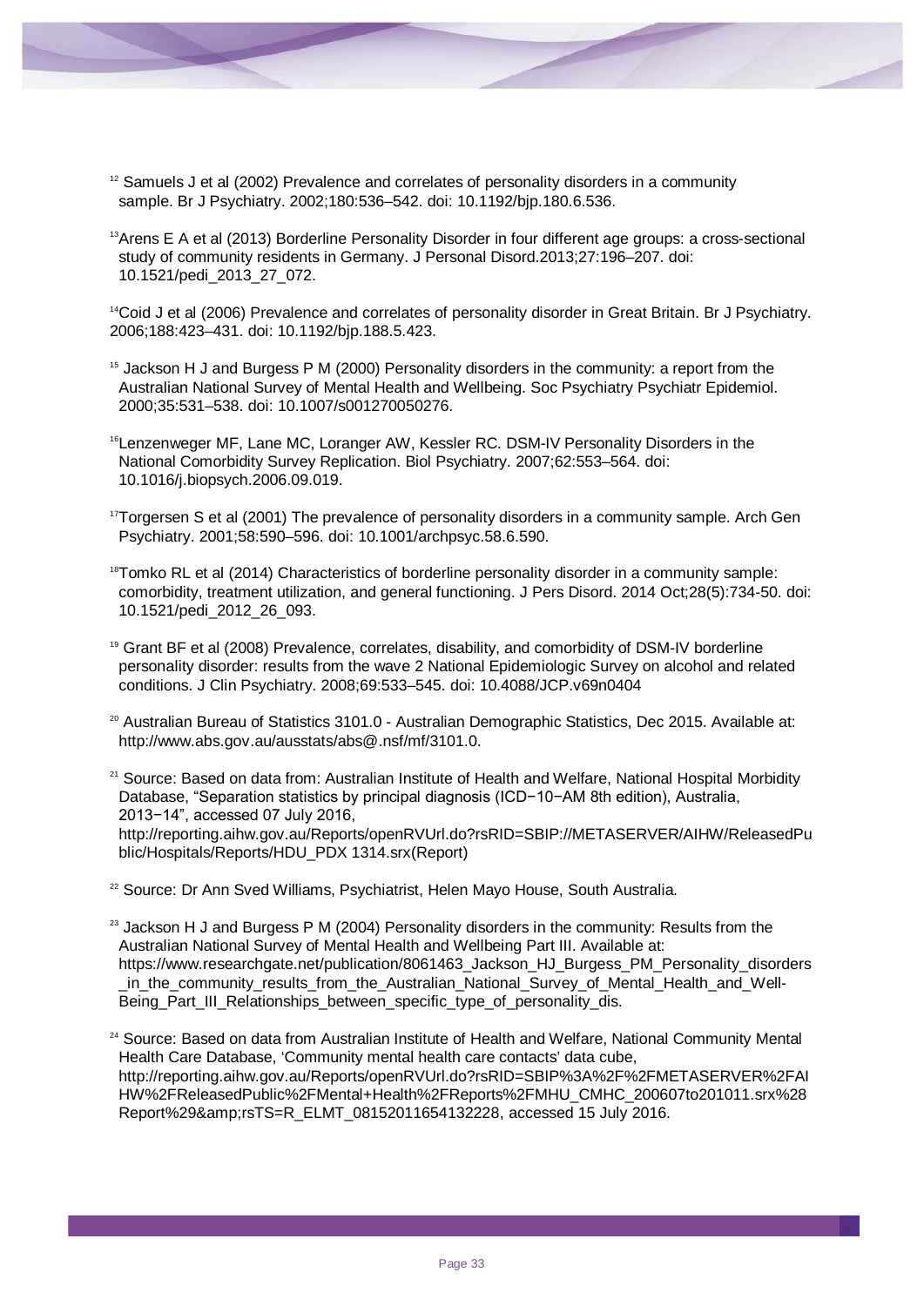[12] Samuels J et al (2002) Prevalence and correlates of personality disorders in a community sample. Br J Psychiatry. 2002;180:536–542. doi: 10.1192/bjp.180.6.536.

[13] Arens E A et al (2013) Borderline Personality Disorder in four different age groups: a cross-sectional study of community residents in Germany. J Personal Disord.2013;27:196–207. doi: 10.1521/pedi_2013_27_072.

[14] Coid J et al (2006) Prevalence and correlates of personality disorder in Great Britain. Br J Psychiatry. 2006;188:423–431. doi: 10.1192/bjp.188.5.423.

[15] Jackson H J and Burgess P M (2000) Personality disorders in the community: a report from the Australian National Survey of Mental Health and Wellbeing. Soc Psychiatry Psychiatr Epidemiol. 2000;35:531–538. doi: 10.1007/s001270050276.

[16] Lenzenweger MF, Lane MC, Loranger AW, Kessler RC. DSM-IV Personality Disorders in the National Comorbidity Survey Replication. Biol Psychiatry. 2007;62:553–564. doi: 10.1016/j.biopsych.2006.09.019.

[17] Torgersen S et al (2001) The prevalence of personality disorders in a community sample. Arch Gen Psychiatry. 2001;58:590–596. doi: 10.1001/archpsyc.58.6.590.

[18] Tomko RL et al (2014) Characteristics of borderline personality disorder in a community sample: comorbidity, treatment utilization, and general functioning. J Pers Disord. 2014 Oct;28(5):734-50. doi: 10.1521/pedi_2012_26_093.

[19] Grant BF et al (2008) Prevalence, correlates, disability, and comorbidity of DSM-IV borderline personality disorder: results from the wave 2 National Epidemiologic Survey on alcohol and related conditions. J Clin Psychiatry. 2008;69:533–545. doi: 10.4088/JCP.v69n0404

[20] Australian Bureau of Statistics 3101.0 - Australian Demographic Statistics, Dec 2015. Available at: http://www.abs.gov.au/ausstats/abs@.nsf/mf/3101.0.

[21] Source: Based on data from: Australian Institute of Health and Welfare, National Hospital Morbidity Database, "Separation statistics by principal diagnosis (ICD−10−AM 8th edition), Australia, 2013−14", accessed 07 July 2016, http://reporting.aihw.gov.au/Reports/openRVUrl.do?rsRID=SBIP://METASERVER/AIHW/ReleasedPublic/Hospitals/Reports/HDU_PDX 1314.srx(Report)

[22] Source: Dr Ann Sved Williams, Psychiatrist, Helen Mayo House, South Australia.

[23] Jackson H J and Burgess P M (2004) Personality disorders in the community: Results from the Australian National Survey of Mental Health and Wellbeing Part III. Available at: https://www.researchgate.net/publication/8061463_Jackson_HJ_Burgess_PM_Personality_disorders_in_the_community_results_from_the_Australian_National_Survey_of_Mental_Health_and_Well-Being_Part_III_Relationships_between_specific_type_of_personality_dis.

[24] Source: Based on data from Australian Institute of Health and Welfare, National Community Mental Health Care Database, 'Community mental health care contacts' data cube, http://reporting.aihw.gov.au/Reports/openRVUrl.do?rsRID=SBIP%3A%2F%2FMETASERVER%2FAIHW%2FReleasedPublic%2FMental+Health%2FReports%2FMHU_CMHC_200607to201011.srx%28Report%29&amp;rsTS=R_ELMT_08152011654132228, accessed 15 July 2016.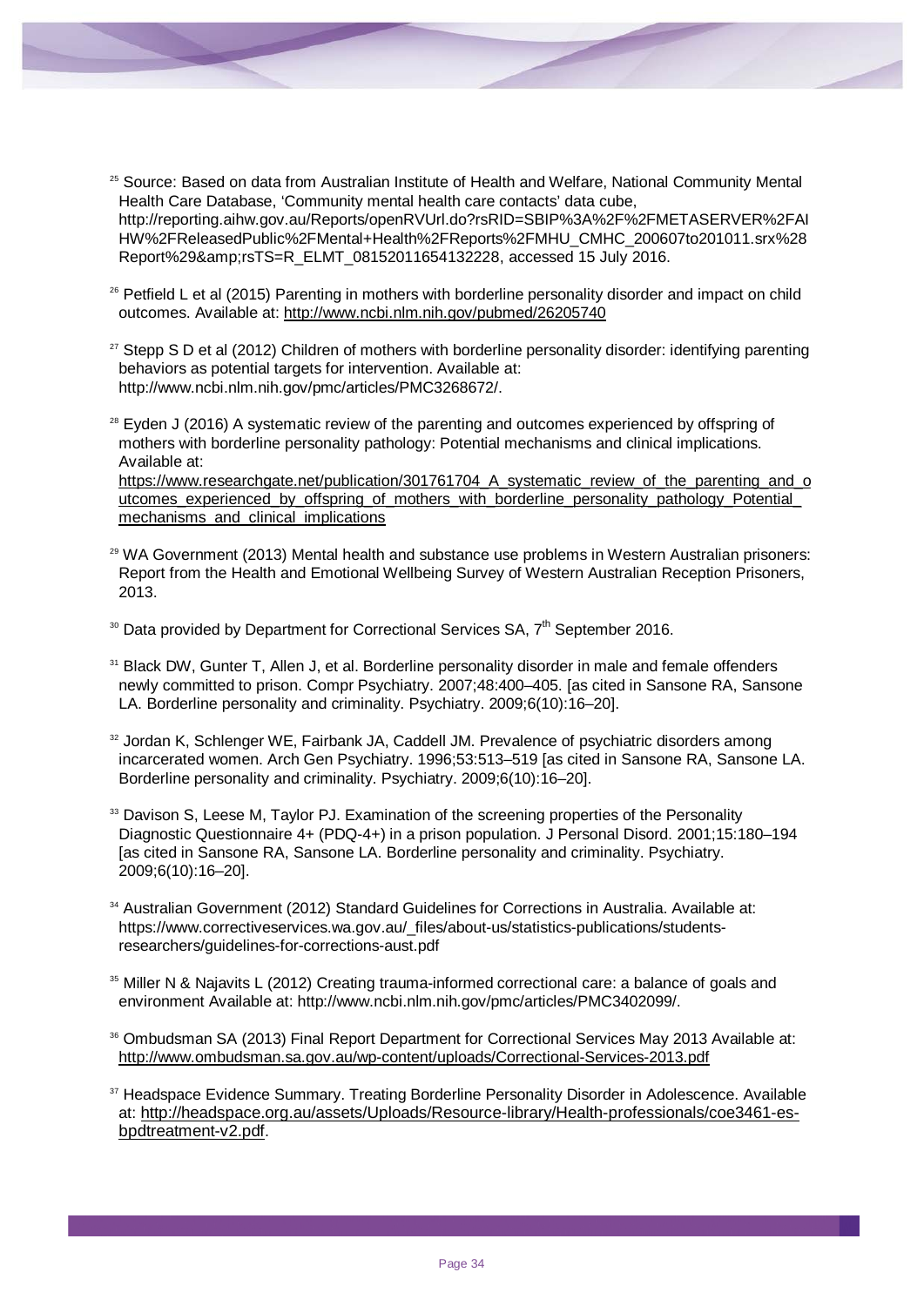[25] Source: Based on data from Australian Institute of Health and Welfare, National Community Mental Health Care Database, 'Community mental health care contacts' data cube, http://reporting.aihw.gov.au/Reports/openRVUrl.do?rsRID=SBIP%3A%2F%2FMETASERVER%2FAIHW%2FReleasedPublic%2FMental+Health%2FReports%2FMHU_CMHC_200607to201011.srx%28Report%29&amp;rsTS=R_ELMT_08152011654132228, accessed 15 July 2016.

[26] Petfield L et al (2015) Parenting in mothers with borderline personality disorder and impact on child outcomes. Available at: http://www.ncbi.nlm.nih.gov/pubmed/26205740

[27] Stepp S D et al (2012) Children of mothers with borderline personality disorder: identifying parenting behaviors as potential targets for intervention. Available at: http://www.ncbi.nlm.nih.gov/pmc/articles/PMC3268672/.

[28] Eyden J (2016) A systematic review of the parenting and outcomes experienced by offspring of mothers with borderline personality pathology: Potential mechanisms and clinical implications. Available at: https://www.researchgate.net/publication/301761704_A_systematic_review_of_the_parenting_and_outcomes_experienced_by_offspring_of_mothers_with_borderline_personality_pathology_Potential_mechanisms_and_clinical_implications

[29] WA Government (2013) Mental health and substance use problems in Western Australian prisoners: Report from the Health and Emotional Wellbeing Survey of Western Australian Reception Prisoners, 2013.

[30] Data provided by Department for Correctional Services SA, 7th September 2016.

[31] Black DW, Gunter T, Allen J, et al. Borderline personality disorder in male and female offenders newly committed to prison. Compr Psychiatry. 2007;48:400–405. [as cited in Sansone RA, Sansone LA. Borderline personality and criminality. Psychiatry. 2009;6(10):16–20].

[32] Jordan K, Schlenger WE, Fairbank JA, Caddell JM. Prevalence of psychiatric disorders among incarcerated women. Arch Gen Psychiatry. 1996;53:513–519 [as cited in Sansone RA, Sansone LA. Borderline personality and criminality. Psychiatry. 2009;6(10):16–20].

[33] Davison S, Leese M, Taylor PJ. Examination of the screening properties of the Personality Diagnostic Questionnaire 4+ (PDQ-4+) in a prison population. J Personal Disord. 2001;15:180–194 [as cited in Sansone RA, Sansone LA. Borderline personality and criminality. Psychiatry. 2009;6(10):16–20].

[34] Australian Government (2012) Standard Guidelines for Corrections in Australia. Available at: https://www.correctiveservices.wa.gov.au/_files/about-us/statistics-publications/students-researchers/guidelines-for-corrections-aust.pdf

[35] Miller N & Najavits L (2012) Creating trauma-informed correctional care: a balance of goals and environment Available at: http://www.ncbi.nlm.nih.gov/pmc/articles/PMC3402099/.

[36] Ombudsman SA (2013) Final Report Department for Correctional Services May 2013 Available at: http://www.ombudsman.sa.gov.au/wp-content/uploads/Correctional-Services-2013.pdf

[37] Headspace Evidence Summary. Treating Borderline Personality Disorder in Adolescence. Available at: http://headspace.org.au/assets/Uploads/Resource-library/Health-professionals/coe3461-es-bpdtreatment-v2.pdf.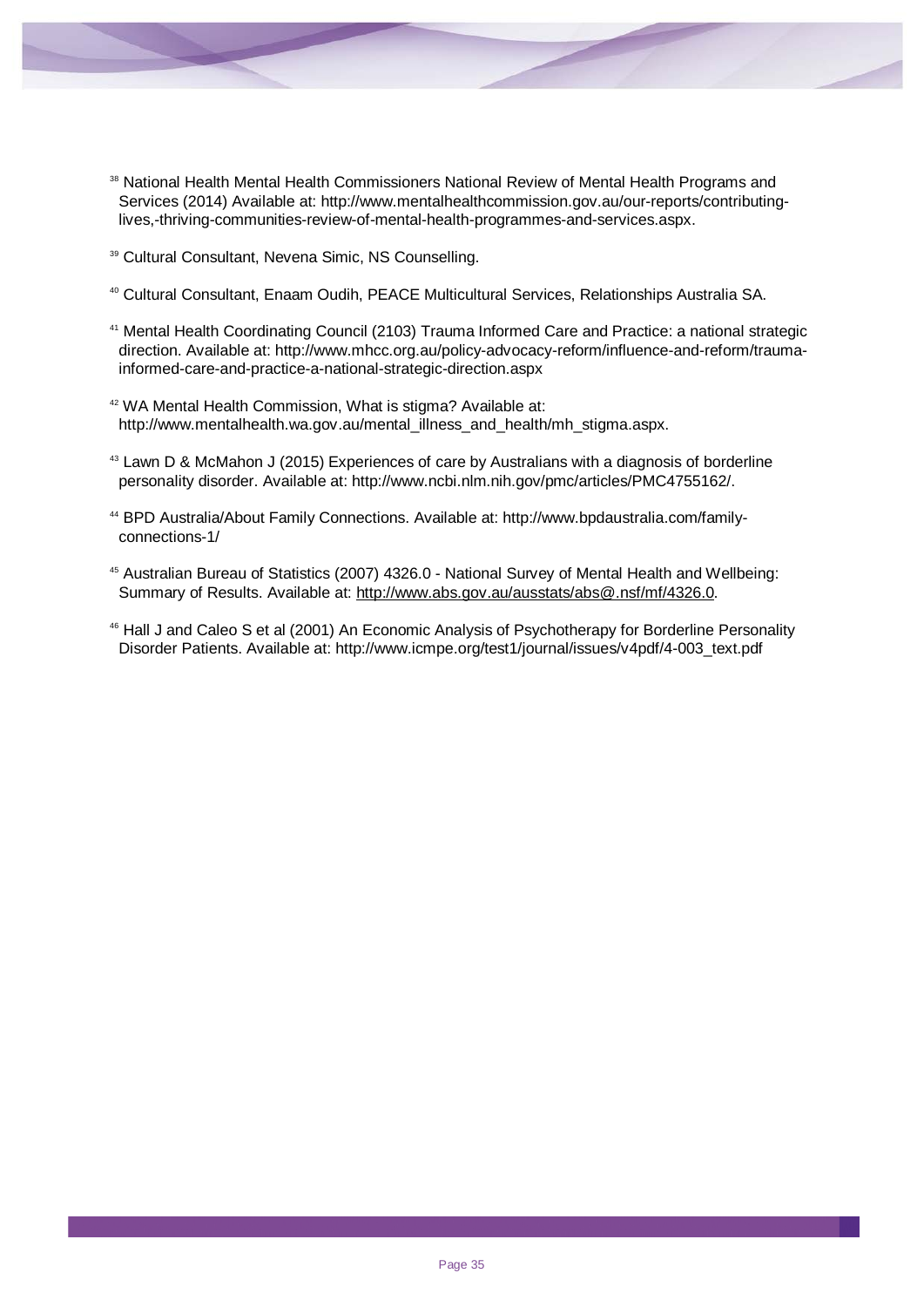[38] National Health Mental Health Commissioners National Review of Mental Health Programs and Services (2014) Available at: http://www.mentalhealthcommission.gov.au/our-reports/contributing-lives,-thriving-communities-review-of-mental-health-programmes-and-services.aspx.

[39] Cultural Consultant, Nevena Simic, NS Counselling.

[40] Cultural Consultant, Enaam Oudih, PEACE Multicultural Services, Relationships Australia SA.

[41] Mental Health Coordinating Council (2103) Trauma Informed Care and Practice: a national strategic direction. Available at: http://www.mhcc.org.au/policy-advocacy-reform/influence-and-reform/trauma-informed-care-and-practice-a-national-strategic-direction.aspx

[42] WA Mental Health Commission, What is stigma? Available at: http://www.mentalhealth.wa.gov.au/mental_illness_and_health/mh_stigma.aspx.

[43] Lawn D & McMahon J (2015) Experiences of care by Australians with a diagnosis of borderline personality disorder. Available at: http://www.ncbi.nlm.nih.gov/pmc/articles/PMC4755162/.

[44] BPD Australia/About Family Connections. Available at: http://www.bpdaustralia.com/family-connections-1/

[45] Australian Bureau of Statistics (2007) 4326.0 - National Survey of Mental Health and Wellbeing: Summary of Results. Available at: http://www.abs.gov.au/ausstats/abs@.nsf/mf/4326.0.

[46] Hall J and Caleo S et al (2001) An Economic Analysis of Psychotherapy for Borderline Personality Disorder Patients. Available at: http://www.icmpe.org/test1/journal/issues/v4pdf/4-003_text.pdf